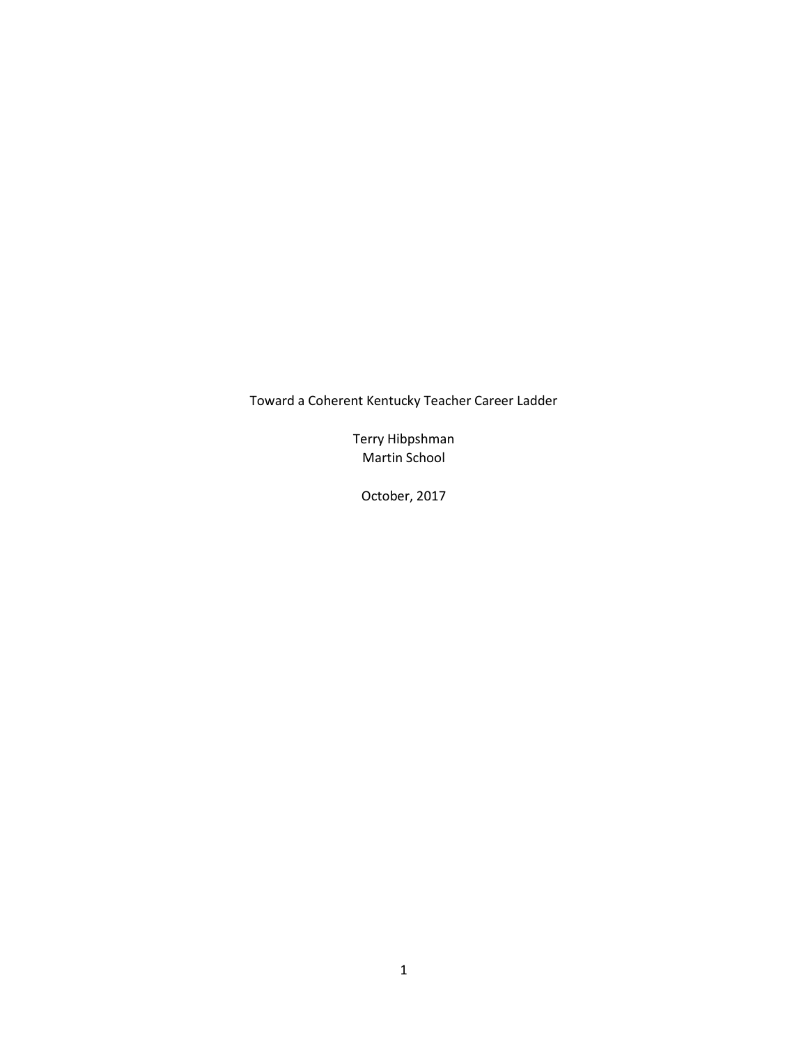# Toward a Coherent Kentucky Teacher Career Ladder

Terry Hibpshman
Martin School

October, 2017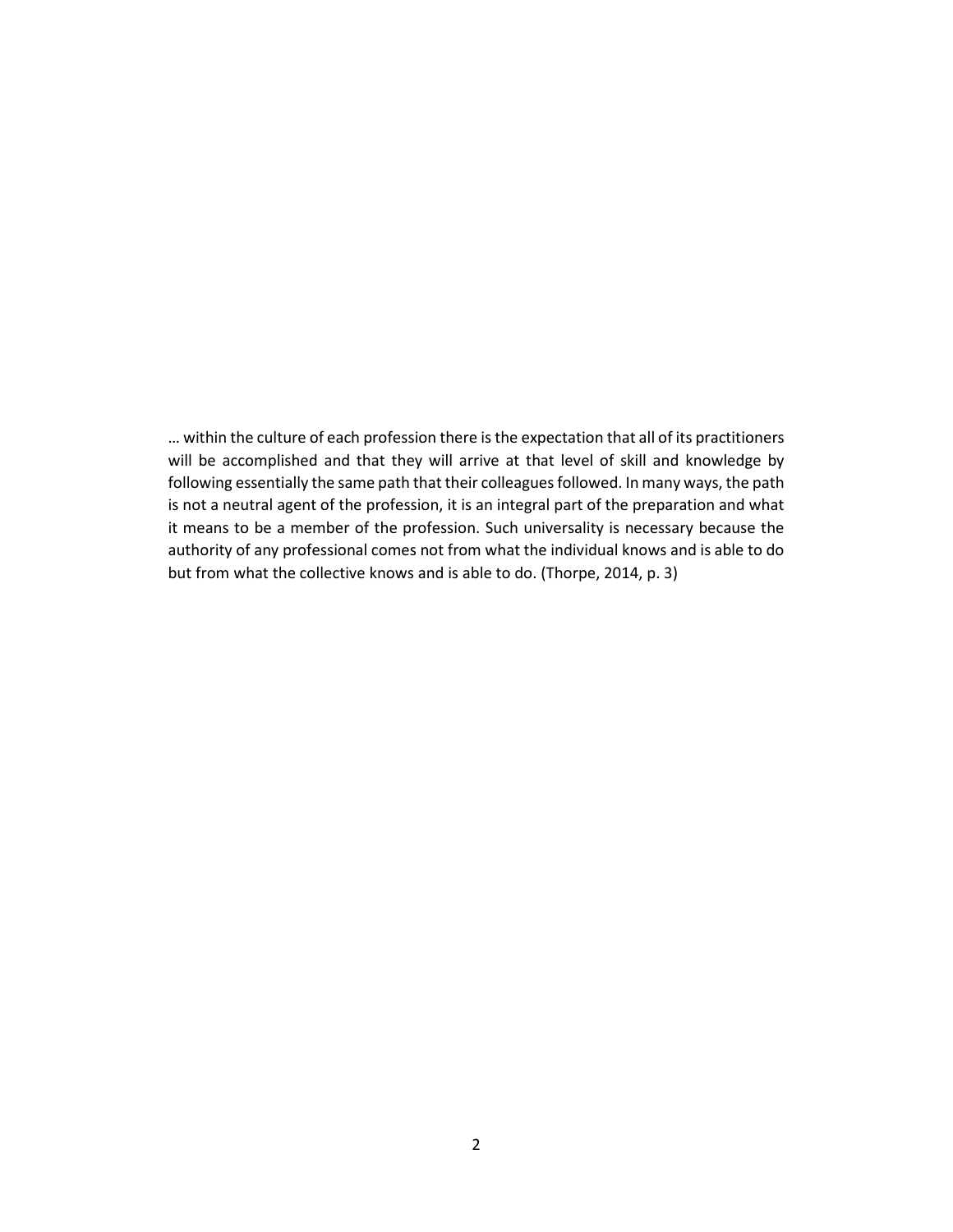… within the culture of each profession there is the expectation that all of its practitioners will be accomplished and that they will arrive at that level of skill and knowledge by following essentially the same path that their colleagues followed. In many ways, the path is not a neutral agent of the profession, it is an integral part of the preparation and what it means to be a member of the profession. Such universality is necessary because the authority of any professional comes not from what the individual knows and is able to do but from what the collective knows and is able to do. (Thorpe, 2014, p. 3)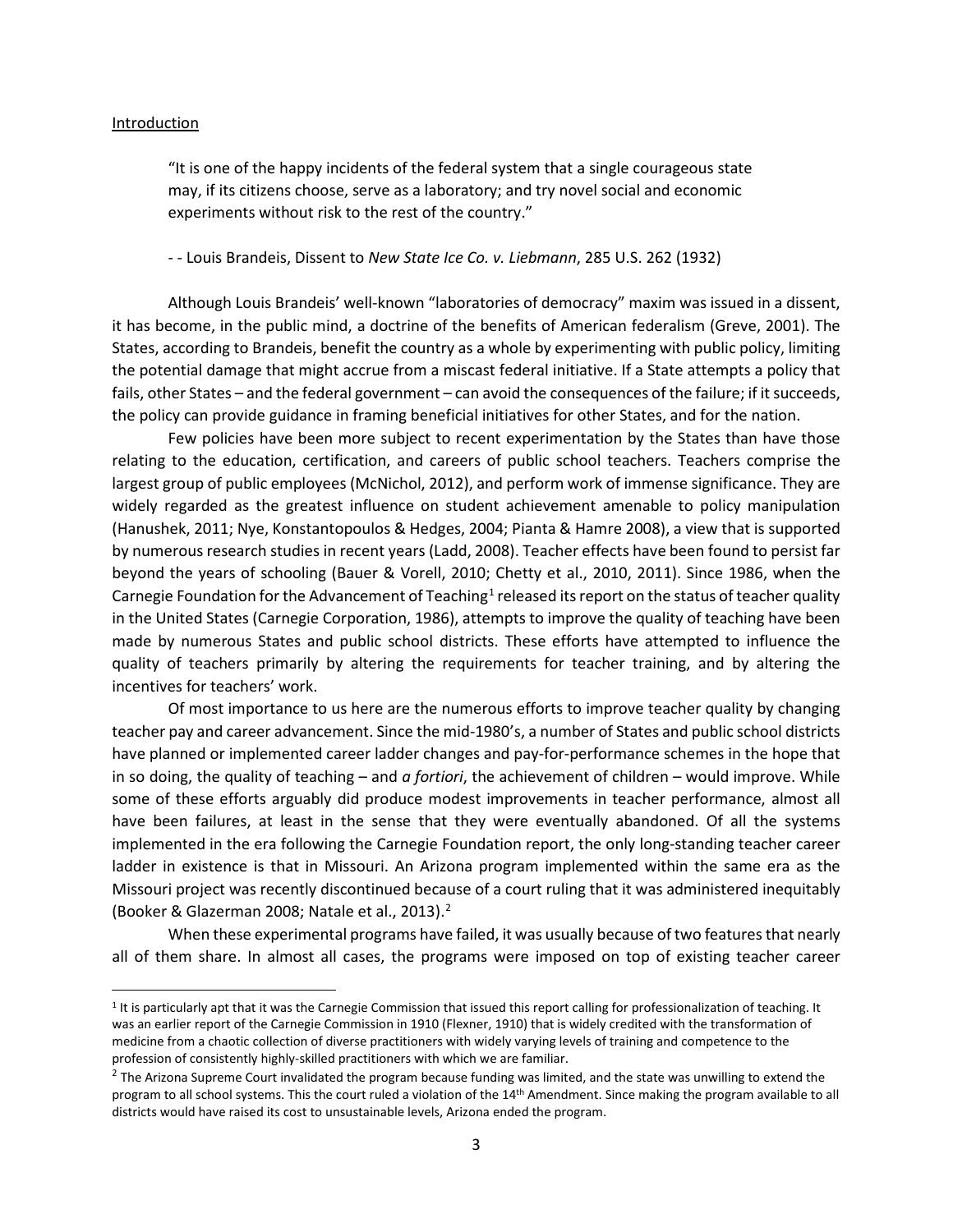## Introduction

> "It is one of the happy incidents of the federal system that a single courageous state may, if its citizens choose, serve as a laboratory; and try novel social and economic experiments without risk to the rest of the country."
>
> - - Louis Brandeis, Dissent to *New State Ice Co. v. Liebmann*, 285 U.S. 262 (1932)

Although Louis Brandeis' well-known "laboratories of democracy" maxim was issued in a dissent, it has become, in the public mind, a doctrine of the benefits of American federalism (Greve, 2001). The States, according to Brandeis, benefit the country as a whole by experimenting with public policy, limiting the potential damage that might accrue from a miscast federal initiative. If a State attempts a policy that fails, other States – and the federal government – can avoid the consequences of the failure; if it succeeds, the policy can provide guidance in framing beneficial initiatives for other States, and for the nation.

Few policies have been more subject to recent experimentation by the States than have those relating to the education, certification, and careers of public school teachers. Teachers comprise the largest group of public employees (McNichol, 2012), and perform work of immense significance. They are widely regarded as the greatest influence on student achievement amenable to policy manipulation (Hanushek, 2011; Nye, Konstantopoulos & Hedges, 2004; Pianta & Hamre 2008), a view that is supported by numerous research studies in recent years (Ladd, 2008). Teacher effects have been found to persist far beyond the years of schooling (Bauer & Vorell, 2010; Chetty et al., 2010, 2011). Since 1986, when the Carnegie Foundation for the Advancement of Teaching[1] released its report on the status of teacher quality in the United States (Carnegie Corporation, 1986), attempts to improve the quality of teaching have been made by numerous States and public school districts. These efforts have attempted to influence the quality of teachers primarily by altering the requirements for teacher training, and by altering the incentives for teachers' work.

Of most importance to us here are the numerous efforts to improve teacher quality by changing teacher pay and career advancement. Since the mid-1980's, a number of States and public school districts have planned or implemented career ladder changes and pay-for-performance schemes in the hope that in so doing, the quality of teaching – and *a fortiori*, the achievement of children – would improve. While some of these efforts arguably did produce modest improvements in teacher performance, almost all have been failures, at least in the sense that they were eventually abandoned. Of all the systems implemented in the era following the Carnegie Foundation report, the only long-standing teacher career ladder in existence is that in Missouri. An Arizona program implemented within the same era as the Missouri project was recently discontinued because of a court ruling that it was administered inequitably (Booker & Glazerman 2008; Natale et al., 2013).[2]

When these experimental programs have failed, it was usually because of two features that nearly all of them share. In almost all cases, the programs were imposed on top of existing teacher career

---

[1] It is particularly apt that it was the Carnegie Commission that issued this report calling for professionalization of teaching. It was an earlier report of the Carnegie Commission in 1910 (Flexner, 1910) that is widely credited with the transformation of medicine from a chaotic collection of diverse practitioners with widely varying levels of training and competence to the profession of consistently highly-skilled practitioners with which we are familiar.

[2] The Arizona Supreme Court invalidated the program because funding was limited, and the state was unwilling to extend the program to all school systems. This the court ruled a violation of the 14th Amendment. Since making the program available to all districts would have raised its cost to unsustainable levels, Arizona ended the program.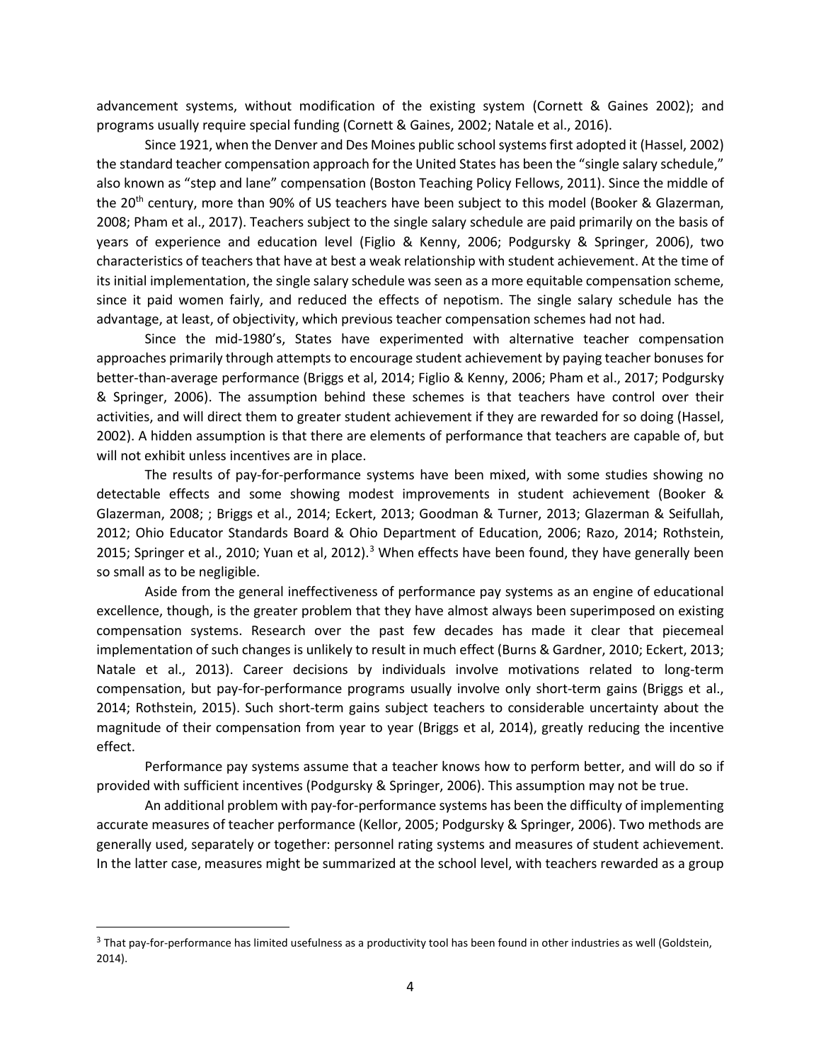advancement systems, without modification of the existing system (Cornett & Gaines 2002); and programs usually require special funding (Cornett & Gaines, 2002; Natale et al., 2016).

Since 1921, when the Denver and Des Moines public school systems first adopted it (Hassel, 2002) the standard teacher compensation approach for the United States has been the "single salary schedule," also known as "step and lane" compensation (Boston Teaching Policy Fellows, 2011). Since the middle of the 20th century, more than 90% of US teachers have been subject to this model (Booker & Glazerman, 2008; Pham et al., 2017). Teachers subject to the single salary schedule are paid primarily on the basis of years of experience and education level (Figlio & Kenny, 2006; Podgursky & Springer, 2006), two characteristics of teachers that have at best a weak relationship with student achievement. At the time of its initial implementation, the single salary schedule was seen as a more equitable compensation scheme, since it paid women fairly, and reduced the effects of nepotism. The single salary schedule has the advantage, at least, of objectivity, which previous teacher compensation schemes had not had.

Since the mid-1980's, States have experimented with alternative teacher compensation approaches primarily through attempts to encourage student achievement by paying teacher bonuses for better-than-average performance (Briggs et al, 2014; Figlio & Kenny, 2006; Pham et al., 2017; Podgursky & Springer, 2006). The assumption behind these schemes is that teachers have control over their activities, and will direct them to greater student achievement if they are rewarded for so doing (Hassel, 2002). A hidden assumption is that there are elements of performance that teachers are capable of, but will not exhibit unless incentives are in place.

The results of pay-for-performance systems have been mixed, with some studies showing no detectable effects and some showing modest improvements in student achievement (Booker & Glazerman, 2008; ; Briggs et al., 2014; Eckert, 2013; Goodman & Turner, 2013; Glazerman & Seifullah, 2012; Ohio Educator Standards Board & Ohio Department of Education, 2006; Razo, 2014; Rothstein, 2015; Springer et al., 2010; Yuan et al, 2012).[3] When effects have been found, they have generally been so small as to be negligible.

Aside from the general ineffectiveness of performance pay systems as an engine of educational excellence, though, is the greater problem that they have almost always been superimposed on existing compensation systems. Research over the past few decades has made it clear that piecemeal implementation of such changes is unlikely to result in much effect (Burns & Gardner, 2010; Eckert, 2013; Natale et al., 2013). Career decisions by individuals involve motivations related to long-term compensation, but pay-for-performance programs usually involve only short-term gains (Briggs et al., 2014; Rothstein, 2015). Such short-term gains subject teachers to considerable uncertainty about the magnitude of their compensation from year to year (Briggs et al, 2014), greatly reducing the incentive effect.

Performance pay systems assume that a teacher knows how to perform better, and will do so if provided with sufficient incentives (Podgursky & Springer, 2006). This assumption may not be true.

An additional problem with pay-for-performance systems has been the difficulty of implementing accurate measures of teacher performance (Kellor, 2005; Podgursky & Springer, 2006). Two methods are generally used, separately or together: personnel rating systems and measures of student achievement. In the latter case, measures might be summarized at the school level, with teachers rewarded as a group

[3] That pay-for-performance has limited usefulness as a productivity tool has been found in other industries as well (Goldstein, 2014).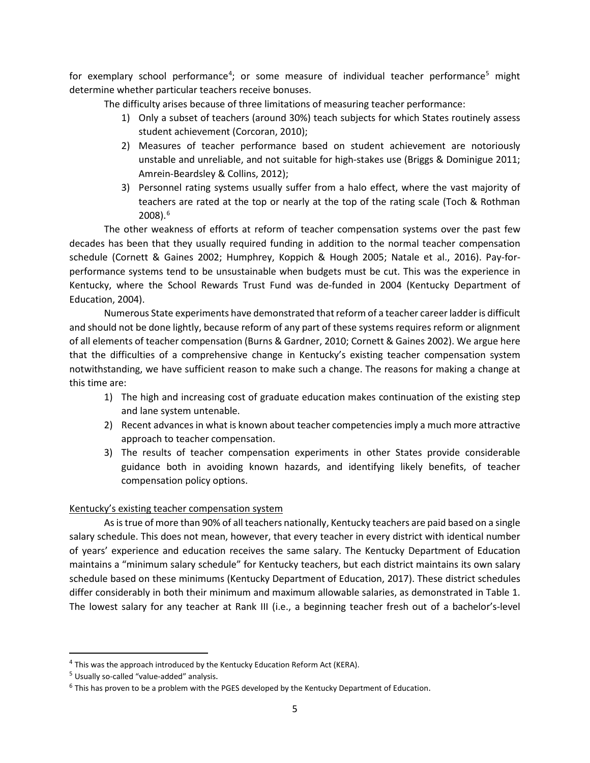for exemplary school performance[4]; or some measure of individual teacher performance[5] might determine whether particular teachers receive bonuses.

The difficulty arises because of three limitations of measuring teacher performance:

1) Only a subset of teachers (around 30%) teach subjects for which States routinely assess student achievement (Corcoran, 2010);
2) Measures of teacher performance based on student achievement are notoriously unstable and unreliable, and not suitable for high-stakes use (Briggs & Dominigue 2011; Amrein-Beardsley & Collins, 2012);
3) Personnel rating systems usually suffer from a halo effect, where the vast majority of teachers are rated at the top or nearly at the top of the rating scale (Toch & Rothman 2008).[6]

The other weakness of efforts at reform of teacher compensation systems over the past few decades has been that they usually required funding in addition to the normal teacher compensation schedule (Cornett & Gaines 2002; Humphrey, Koppich & Hough 2005; Natale et al., 2016). Pay-for-performance systems tend to be unsustainable when budgets must be cut. This was the experience in Kentucky, where the School Rewards Trust Fund was de-funded in 2004 (Kentucky Department of Education, 2004).

Numerous State experiments have demonstrated that reform of a teacher career ladder is difficult and should not be done lightly, because reform of any part of these systems requires reform or alignment of all elements of teacher compensation (Burns & Gardner, 2010; Cornett & Gaines 2002). We argue here that the difficulties of a comprehensive change in Kentucky's existing teacher compensation system notwithstanding, we have sufficient reason to make such a change. The reasons for making a change at this time are:

1) The high and increasing cost of graduate education makes continuation of the existing step and lane system untenable.
2) Recent advances in what is known about teacher competencies imply a much more attractive approach to teacher compensation.
3) The results of teacher compensation experiments in other States provide considerable guidance both in avoiding known hazards, and identifying likely benefits, of teacher compensation policy options.

## Kentucky's existing teacher compensation system

As is true of more than 90% of all teachers nationally, Kentucky teachers are paid based on a single salary schedule. This does not mean, however, that every teacher in every district with identical number of years' experience and education receives the same salary. The Kentucky Department of Education maintains a "minimum salary schedule" for Kentucky teachers, but each district maintains its own salary schedule based on these minimums (Kentucky Department of Education, 2017). These district schedules differ considerably in both their minimum and maximum allowable salaries, as demonstrated in Table 1. The lowest salary for any teacher at Rank III (i.e., a beginning teacher fresh out of a bachelor's-level

---

[4] This was the approach introduced by the Kentucky Education Reform Act (KERA).

[5] Usually so-called "value-added" analysis.

[6] This has proven to be a problem with the PGES developed by the Kentucky Department of Education.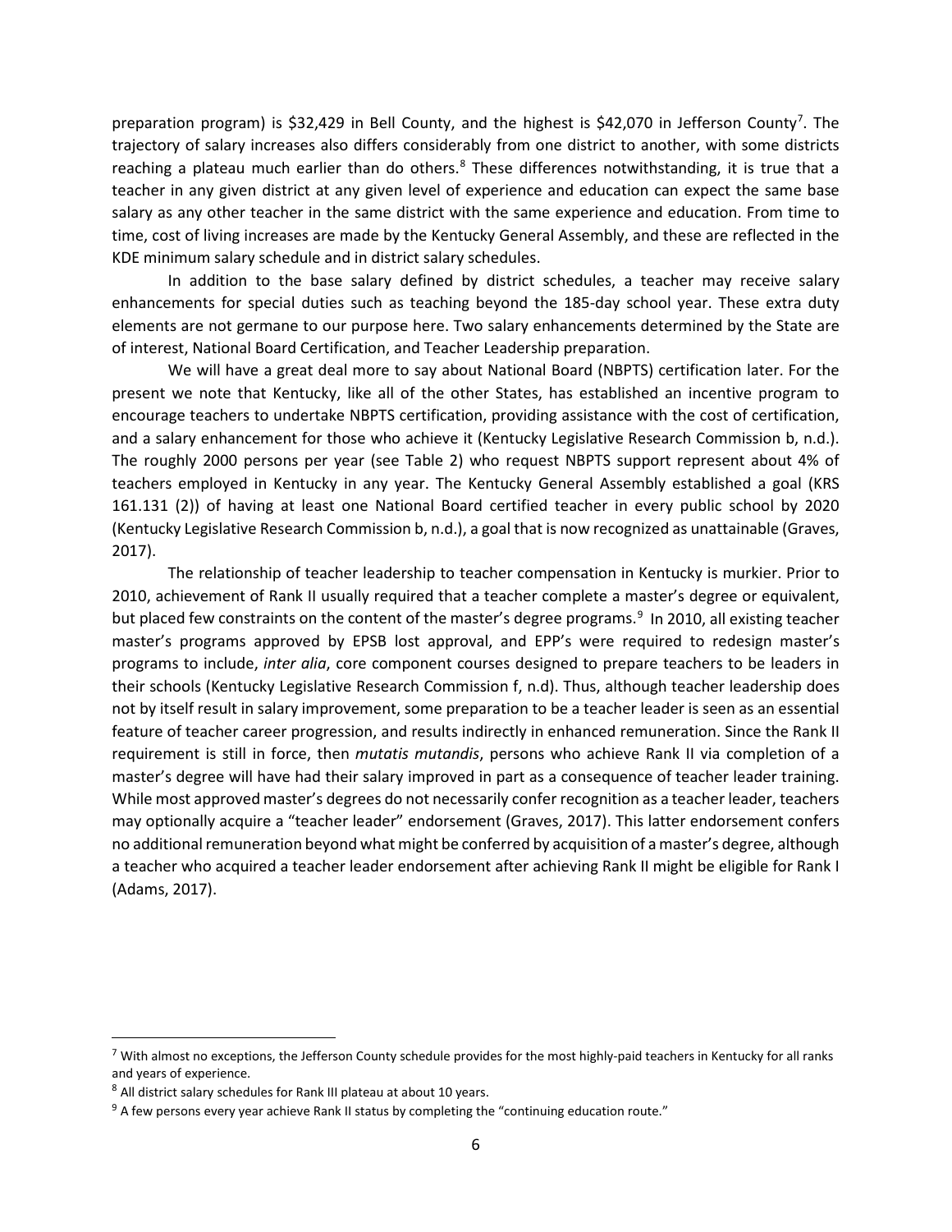preparation program) is $32,429 in Bell County, and the highest is $42,070 in Jefferson County[7]. The trajectory of salary increases also differs considerably from one district to another, with some districts reaching a plateau much earlier than do others.[8] These differences notwithstanding, it is true that a teacher in any given district at any given level of experience and education can expect the same base salary as any other teacher in the same district with the same experience and education. From time to time, cost of living increases are made by the Kentucky General Assembly, and these are reflected in the KDE minimum salary schedule and in district salary schedules.

In addition to the base salary defined by district schedules, a teacher may receive salary enhancements for special duties such as teaching beyond the 185-day school year. These extra duty elements are not germane to our purpose here. Two salary enhancements determined by the State are of interest, National Board Certification, and Teacher Leadership preparation.

We will have a great deal more to say about National Board (NBPTS) certification later. For the present we note that Kentucky, like all of the other States, has established an incentive program to encourage teachers to undertake NBPTS certification, providing assistance with the cost of certification, and a salary enhancement for those who achieve it (Kentucky Legislative Research Commission b, n.d.). The roughly 2000 persons per year (see Table 2) who request NBPTS support represent about 4% of teachers employed in Kentucky in any year. The Kentucky General Assembly established a goal (KRS 161.131 (2)) of having at least one National Board certified teacher in every public school by 2020 (Kentucky Legislative Research Commission b, n.d.), a goal that is now recognized as unattainable (Graves, 2017).

The relationship of teacher leadership to teacher compensation in Kentucky is murkier. Prior to 2010, achievement of Rank II usually required that a teacher complete a master's degree or equivalent, but placed few constraints on the content of the master's degree programs.[9] In 2010, all existing teacher master's programs approved by EPSB lost approval, and EPP's were required to redesign master's programs to include, *inter alia*, core component courses designed to prepare teachers to be leaders in their schools (Kentucky Legislative Research Commission f, n.d). Thus, although teacher leadership does not by itself result in salary improvement, some preparation to be a teacher leader is seen as an essential feature of teacher career progression, and results indirectly in enhanced remuneration. Since the Rank II requirement is still in force, then *mutatis mutandis*, persons who achieve Rank II via completion of a master's degree will have had their salary improved in part as a consequence of teacher leader training. While most approved master's degrees do not necessarily confer recognition as a teacher leader, teachers may optionally acquire a "teacher leader" endorsement (Graves, 2017). This latter endorsement confers no additional remuneration beyond what might be conferred by acquisition of a master's degree, although a teacher who acquired a teacher leader endorsement after achieving Rank II might be eligible for Rank I (Adams, 2017).

---

[7] With almost no exceptions, the Jefferson County schedule provides for the most highly-paid teachers in Kentucky for all ranks and years of experience.

[8] All district salary schedules for Rank III plateau at about 10 years.

[9] A few persons every year achieve Rank II status by completing the "continuing education route."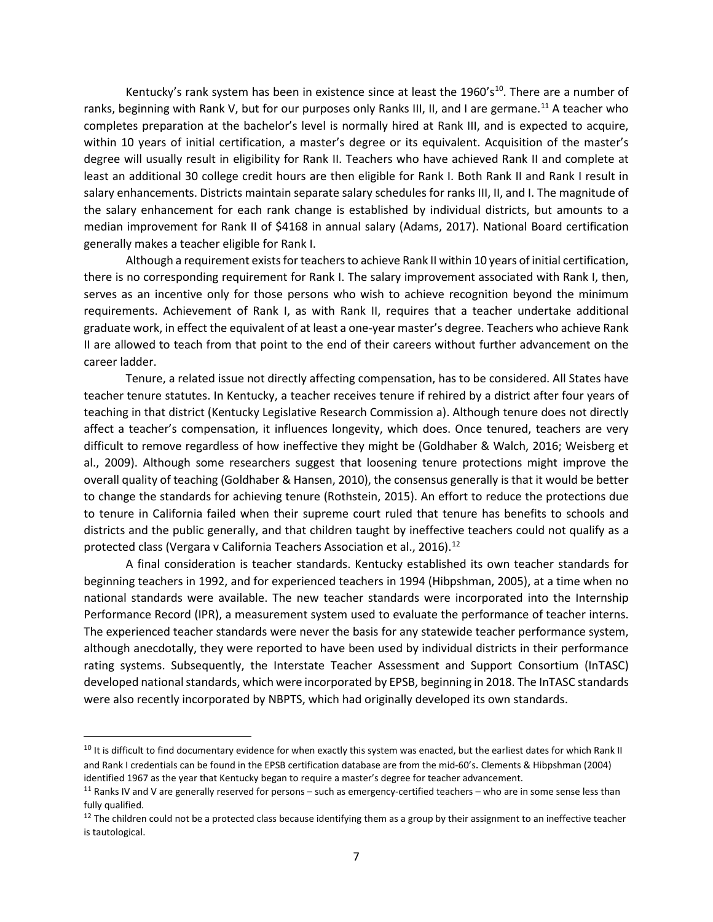Kentucky's rank system has been in existence since at least the 1960's[10]. There are a number of ranks, beginning with Rank V, but for our purposes only Ranks III, II, and I are germane.[11] A teacher who completes preparation at the bachelor's level is normally hired at Rank III, and is expected to acquire, within 10 years of initial certification, a master's degree or its equivalent. Acquisition of the master's degree will usually result in eligibility for Rank II. Teachers who have achieved Rank II and complete at least an additional 30 college credit hours are then eligible for Rank I. Both Rank II and Rank I result in salary enhancements. Districts maintain separate salary schedules for ranks III, II, and I. The magnitude of the salary enhancement for each rank change is established by individual districts, but amounts to a median improvement for Rank II of $4168 in annual salary (Adams, 2017). National Board certification generally makes a teacher eligible for Rank I.

Although a requirement exists for teachers to achieve Rank II within 10 years of initial certification, there is no corresponding requirement for Rank I. The salary improvement associated with Rank I, then, serves as an incentive only for those persons who wish to achieve recognition beyond the minimum requirements. Achievement of Rank I, as with Rank II, requires that a teacher undertake additional graduate work, in effect the equivalent of at least a one-year master's degree. Teachers who achieve Rank II are allowed to teach from that point to the end of their careers without further advancement on the career ladder.

Tenure, a related issue not directly affecting compensation, has to be considered. All States have teacher tenure statutes. In Kentucky, a teacher receives tenure if rehired by a district after four years of teaching in that district (Kentucky Legislative Research Commission a). Although tenure does not directly affect a teacher's compensation, it influences longevity, which does. Once tenured, teachers are very difficult to remove regardless of how ineffective they might be (Goldhaber & Walch, 2016; Weisberg et al., 2009). Although some researchers suggest that loosening tenure protections might improve the overall quality of teaching (Goldhaber & Hansen, 2010), the consensus generally is that it would be better to change the standards for achieving tenure (Rothstein, 2015). An effort to reduce the protections due to tenure in California failed when their supreme court ruled that tenure has benefits to schools and districts and the public generally, and that children taught by ineffective teachers could not qualify as a protected class (Vergara v California Teachers Association et al., 2016).[12]

A final consideration is teacher standards. Kentucky established its own teacher standards for beginning teachers in 1992, and for experienced teachers in 1994 (Hibpshman, 2005), at a time when no national standards were available. The new teacher standards were incorporated into the Internship Performance Record (IPR), a measurement system used to evaluate the performance of teacher interns. The experienced teacher standards were never the basis for any statewide teacher performance system, although anecdotally, they were reported to have been used by individual districts in their performance rating systems. Subsequently, the Interstate Teacher Assessment and Support Consortium (InTASC) developed national standards, which were incorporated by EPSB, beginning in 2018. The InTASC standards were also recently incorporated by NBPTS, which had originally developed its own standards.

---

[10] It is difficult to find documentary evidence for when exactly this system was enacted, but the earliest dates for which Rank II and Rank I credentials can be found in the EPSB certification database are from the mid-60's. Clements & Hibpshman (2004) identified 1967 as the year that Kentucky began to require a master's degree for teacher advancement.

[11] Ranks IV and V are generally reserved for persons – such as emergency-certified teachers – who are in some sense less than fully qualified.

[12] The children could not be a protected class because identifying them as a group by their assignment to an ineffective teacher is tautological.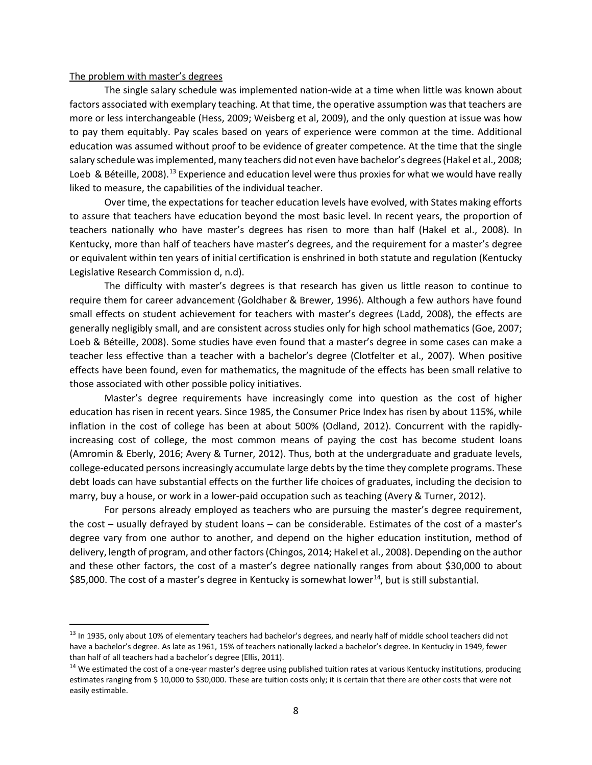The problem with master's degrees

The single salary schedule was implemented nation-wide at a time when little was known about factors associated with exemplary teaching. At that time, the operative assumption was that teachers are more or less interchangeable (Hess, 2009; Weisberg et al, 2009), and the only question at issue was how to pay them equitably. Pay scales based on years of experience were common at the time. Additional education was assumed without proof to be evidence of greater competence. At the time that the single salary schedule was implemented, many teachers did not even have bachelor's degrees (Hakel et al., 2008; Loeb & Béteille, 2008).[13] Experience and education level were thus proxies for what we would have really liked to measure, the capabilities of the individual teacher.

Over time, the expectations for teacher education levels have evolved, with States making efforts to assure that teachers have education beyond the most basic level. In recent years, the proportion of teachers nationally who have master's degrees has risen to more than half (Hakel et al., 2008). In Kentucky, more than half of teachers have master's degrees, and the requirement for a master's degree or equivalent within ten years of initial certification is enshrined in both statute and regulation (Kentucky Legislative Research Commission d, n.d).

The difficulty with master's degrees is that research has given us little reason to continue to require them for career advancement (Goldhaber & Brewer, 1996). Although a few authors have found small effects on student achievement for teachers with master's degrees (Ladd, 2008), the effects are generally negligibly small, and are consistent across studies only for high school mathematics (Goe, 2007; Loeb & Béteille, 2008). Some studies have even found that a master's degree in some cases can make a teacher less effective than a teacher with a bachelor's degree (Clotfelter et al., 2007). When positive effects have been found, even for mathematics, the magnitude of the effects has been small relative to those associated with other possible policy initiatives.

Master's degree requirements have increasingly come into question as the cost of higher education has risen in recent years. Since 1985, the Consumer Price Index has risen by about 115%, while inflation in the cost of college has been at about 500% (Odland, 2012). Concurrent with the rapidly-increasing cost of college, the most common means of paying the cost has become student loans (Amromin & Eberly, 2016; Avery & Turner, 2012). Thus, both at the undergraduate and graduate levels, college-educated persons increasingly accumulate large debts by the time they complete programs. These debt loads can have substantial effects on the further life choices of graduates, including the decision to marry, buy a house, or work in a lower-paid occupation such as teaching (Avery & Turner, 2012).

For persons already employed as teachers who are pursuing the master's degree requirement, the cost – usually defrayed by student loans – can be considerable. Estimates of the cost of a master's degree vary from one author to another, and depend on the higher education institution, method of delivery, length of program, and other factors (Chingos, 2014; Hakel et al., 2008). Depending on the author and these other factors, the cost of a master's degree nationally ranges from about $30,000 to about $85,000. The cost of a master's degree in Kentucky is somewhat lower[14], but is still substantial.

---

[13] In 1935, only about 10% of elementary teachers had bachelor's degrees, and nearly half of middle school teachers did not have a bachelor's degree. As late as 1961, 15% of teachers nationally lacked a bachelor's degree. In Kentucky in 1949, fewer than half of all teachers had a bachelor's degree (Ellis, 2011).

[14] We estimated the cost of a one-year master's degree using published tuition rates at various Kentucky institutions, producing estimates ranging from $ 10,000 to $30,000. These are tuition costs only; it is certain that there are other costs that were not easily estimable.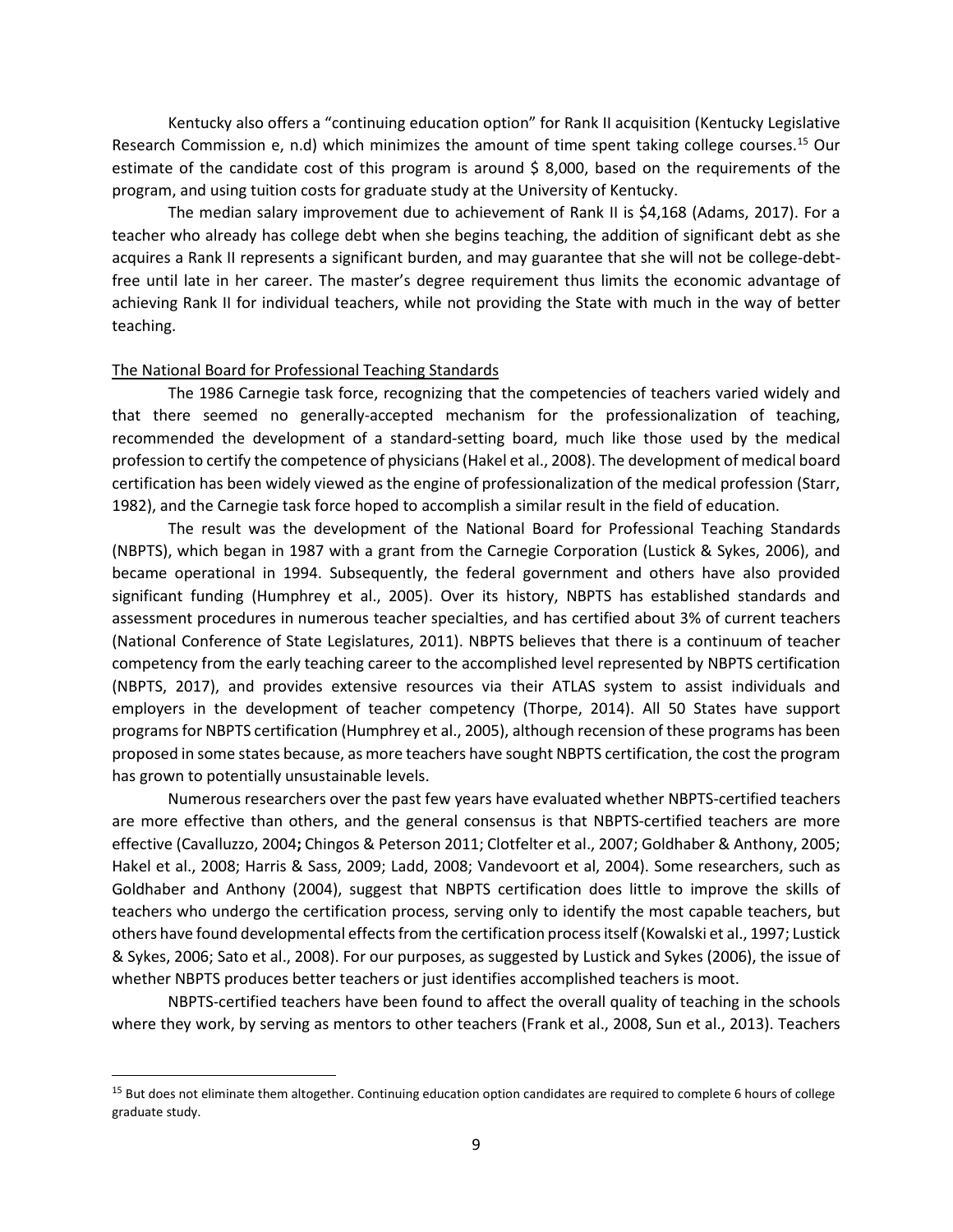Kentucky also offers a "continuing education option" for Rank II acquisition (Kentucky Legislative Research Commission e, n.d) which minimizes the amount of time spent taking college courses.[15] Our estimate of the candidate cost of this program is around $ 8,000, based on the requirements of the program, and using tuition costs for graduate study at the University of Kentucky.

The median salary improvement due to achievement of Rank II is $4,168 (Adams, 2017). For a teacher who already has college debt when she begins teaching, the addition of significant debt as she acquires a Rank II represents a significant burden, and may guarantee that she will not be college-debt-free until late in her career. The master's degree requirement thus limits the economic advantage of achieving Rank II for individual teachers, while not providing the State with much in the way of better teaching.

## The National Board for Professional Teaching Standards

The 1986 Carnegie task force, recognizing that the competencies of teachers varied widely and that there seemed no generally-accepted mechanism for the professionalization of teaching, recommended the development of a standard-setting board, much like those used by the medical profession to certify the competence of physicians (Hakel et al., 2008). The development of medical board certification has been widely viewed as the engine of professionalization of the medical profession (Starr, 1982), and the Carnegie task force hoped to accomplish a similar result in the field of education.

The result was the development of the National Board for Professional Teaching Standards (NBPTS), which began in 1987 with a grant from the Carnegie Corporation (Lustick & Sykes, 2006), and became operational in 1994. Subsequently, the federal government and others have also provided significant funding (Humphrey et al., 2005). Over its history, NBPTS has established standards and assessment procedures in numerous teacher specialties, and has certified about 3% of current teachers (National Conference of State Legislatures, 2011). NBPTS believes that there is a continuum of teacher competency from the early teaching career to the accomplished level represented by NBPTS certification (NBPTS, 2017), and provides extensive resources via their ATLAS system to assist individuals and employers in the development of teacher competency (Thorpe, 2014). All 50 States have support programs for NBPTS certification (Humphrey et al., 2005), although recension of these programs has been proposed in some states because, as more teachers have sought NBPTS certification, the cost the program has grown to potentially unsustainable levels.

Numerous researchers over the past few years have evaluated whether NBPTS-certified teachers are more effective than others, and the general consensus is that NBPTS-certified teachers are more effective (Cavalluzzo, 2004**;** Chingos & Peterson 2011; Clotfelter et al., 2007; Goldhaber & Anthony, 2005; Hakel et al., 2008; Harris & Sass, 2009; Ladd, 2008; Vandevoort et al, 2004). Some researchers, such as Goldhaber and Anthony (2004), suggest that NBPTS certification does little to improve the skills of teachers who undergo the certification process, serving only to identify the most capable teachers, but others have found developmental effects from the certification process itself (Kowalski et al., 1997; Lustick & Sykes, 2006; Sato et al., 2008). For our purposes, as suggested by Lustick and Sykes (2006), the issue of whether NBPTS produces better teachers or just identifies accomplished teachers is moot.

NBPTS-certified teachers have been found to affect the overall quality of teaching in the schools where they work, by serving as mentors to other teachers (Frank et al., 2008, Sun et al., 2013). Teachers

---

[15] But does not eliminate them altogether. Continuing education option candidates are required to complete 6 hours of college graduate study.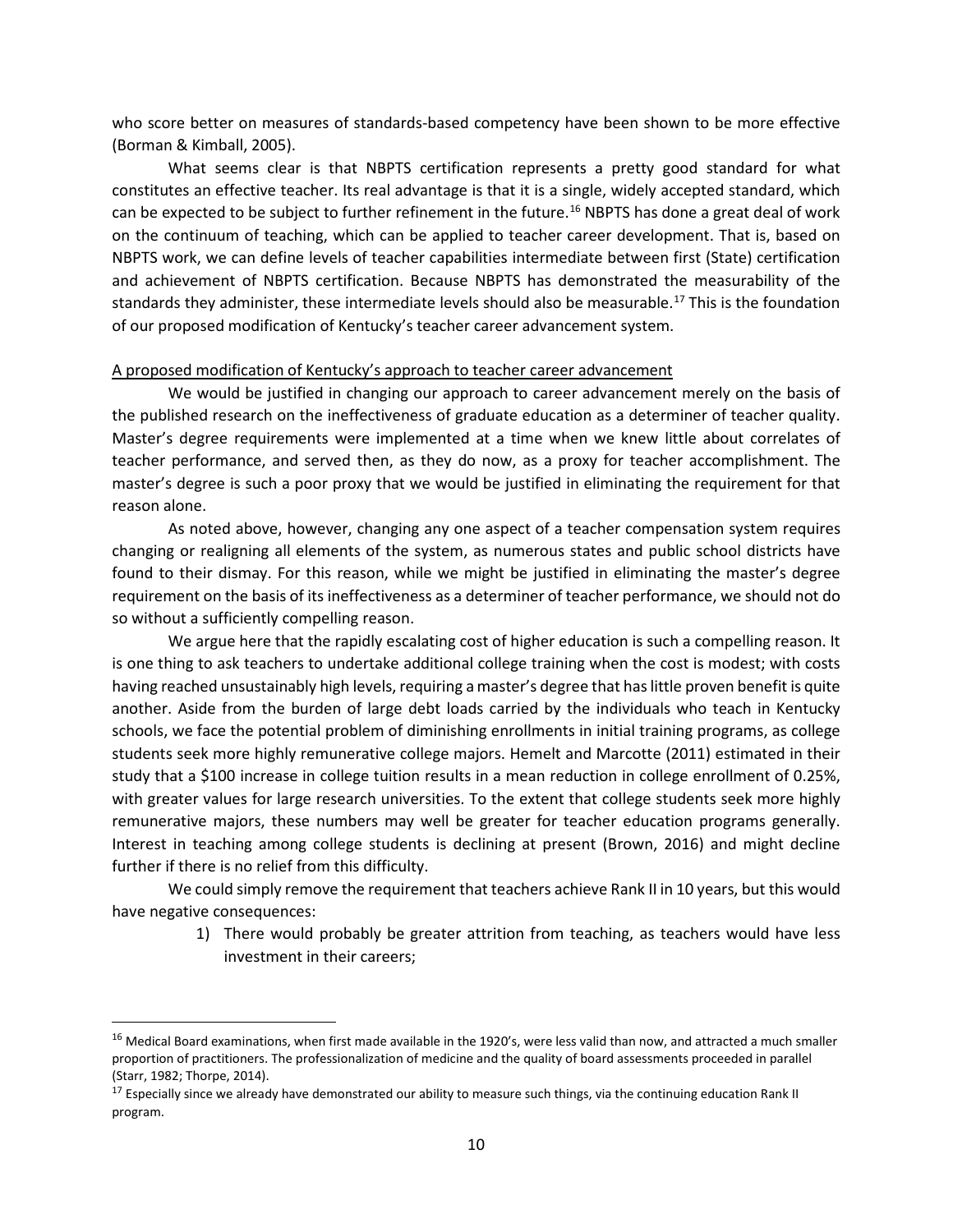who score better on measures of standards-based competency have been shown to be more effective (Borman & Kimball, 2005).

What seems clear is that NBPTS certification represents a pretty good standard for what constitutes an effective teacher. Its real advantage is that it is a single, widely accepted standard, which can be expected to be subject to further refinement in the future.[16] NBPTS has done a great deal of work on the continuum of teaching, which can be applied to teacher career development. That is, based on NBPTS work, we can define levels of teacher capabilities intermediate between first (State) certification and achievement of NBPTS certification. Because NBPTS has demonstrated the measurability of the standards they administer, these intermediate levels should also be measurable.[17] This is the foundation of our proposed modification of Kentucky's teacher career advancement system.

<u>A proposed modification of Kentucky's approach to teacher career advancement</u>

We would be justified in changing our approach to career advancement merely on the basis of the published research on the ineffectiveness of graduate education as a determiner of teacher quality. Master's degree requirements were implemented at a time when we knew little about correlates of teacher performance, and served then, as they do now, as a proxy for teacher accomplishment. The master's degree is such a poor proxy that we would be justified in eliminating the requirement for that reason alone.

As noted above, however, changing any one aspect of a teacher compensation system requires changing or realigning all elements of the system, as numerous states and public school districts have found to their dismay. For this reason, while we might be justified in eliminating the master's degree requirement on the basis of its ineffectiveness as a determiner of teacher performance, we should not do so without a sufficiently compelling reason.

We argue here that the rapidly escalating cost of higher education is such a compelling reason. It is one thing to ask teachers to undertake additional college training when the cost is modest; with costs having reached unsustainably high levels, requiring a master's degree that has little proven benefit is quite another. Aside from the burden of large debt loads carried by the individuals who teach in Kentucky schools, we face the potential problem of diminishing enrollments in initial training programs, as college students seek more highly remunerative college majors. Hemelt and Marcotte (2011) estimated in their study that a $100 increase in college tuition results in a mean reduction in college enrollment of 0.25%, with greater values for large research universities. To the extent that college students seek more highly remunerative majors, these numbers may well be greater for teacher education programs generally. Interest in teaching among college students is declining at present (Brown, 2016) and might decline further if there is no relief from this difficulty.

We could simply remove the requirement that teachers achieve Rank II in 10 years, but this would have negative consequences:

1) There would probably be greater attrition from teaching, as teachers would have less investment in their careers;

---

[16] Medical Board examinations, when first made available in the 1920's, were less valid than now, and attracted a much smaller proportion of practitioners. The professionalization of medicine and the quality of board assessments proceeded in parallel (Starr, 1982; Thorpe, 2014).

[17] Especially since we already have demonstrated our ability to measure such things, via the continuing education Rank II program.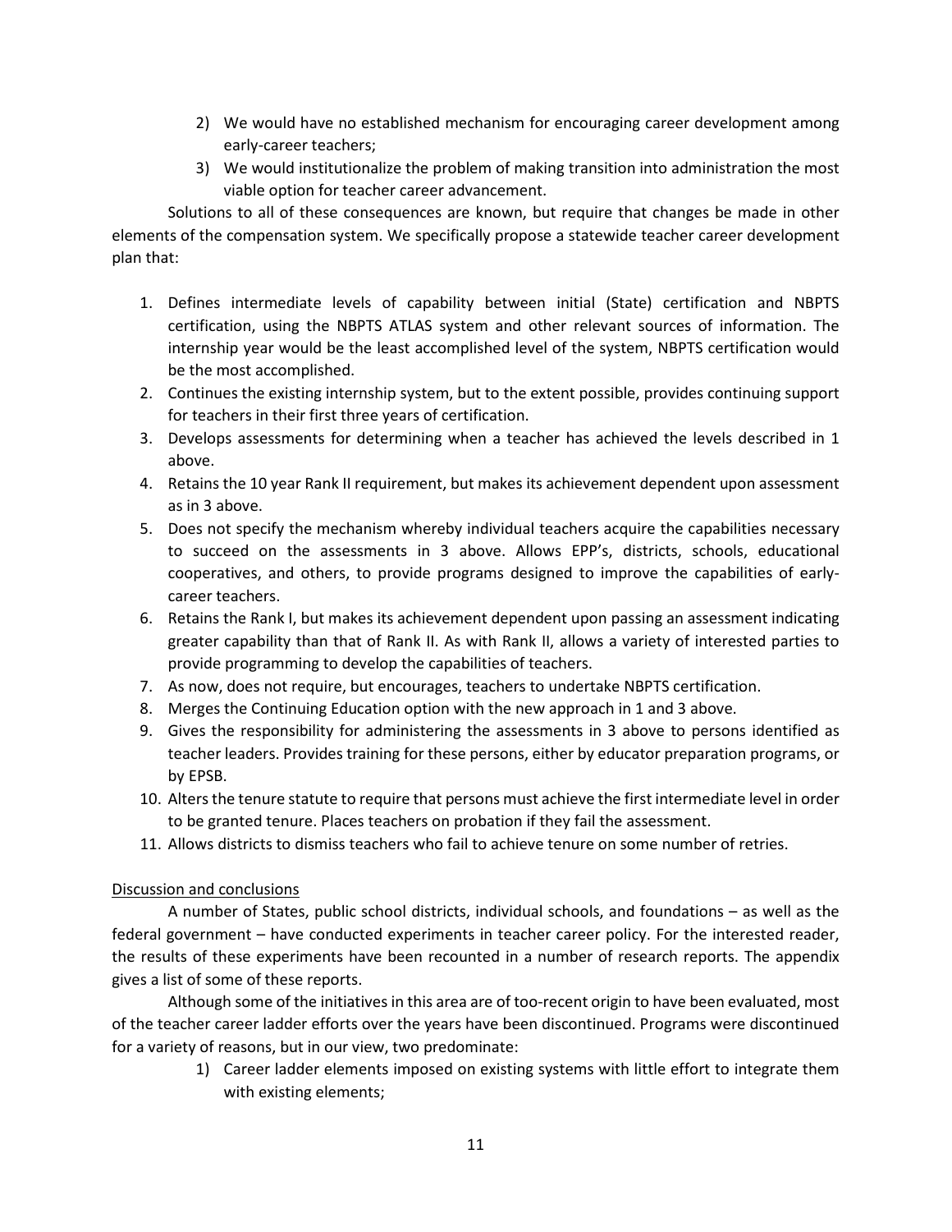2) We would have no established mechanism for encouraging career development among early-career teachers;
3) We would institutionalize the problem of making transition into administration the most viable option for teacher career advancement.

Solutions to all of these consequences are known, but require that changes be made in other elements of the compensation system. We specifically propose a statewide teacher career development plan that:

1. Defines intermediate levels of capability between initial (State) certification and NBPTS certification, using the NBPTS ATLAS system and other relevant sources of information. The internship year would be the least accomplished level of the system, NBPTS certification would be the most accomplished.
2. Continues the existing internship system, but to the extent possible, provides continuing support for teachers in their first three years of certification.
3. Develops assessments for determining when a teacher has achieved the levels described in 1 above.
4. Retains the 10 year Rank II requirement, but makes its achievement dependent upon assessment as in 3 above.
5. Does not specify the mechanism whereby individual teachers acquire the capabilities necessary to succeed on the assessments in 3 above. Allows EPP's, districts, schools, educational cooperatives, and others, to provide programs designed to improve the capabilities of early-career teachers.
6. Retains the Rank I, but makes its achievement dependent upon passing an assessment indicating greater capability than that of Rank II. As with Rank II, allows a variety of interested parties to provide programming to develop the capabilities of teachers.
7. As now, does not require, but encourages, teachers to undertake NBPTS certification.
8. Merges the Continuing Education option with the new approach in 1 and 3 above.
9. Gives the responsibility for administering the assessments in 3 above to persons identified as teacher leaders. Provides training for these persons, either by educator preparation programs, or by EPSB.
10. Alters the tenure statute to require that persons must achieve the first intermediate level in order to be granted tenure. Places teachers on probation if they fail the assessment.
11. Allows districts to dismiss teachers who fail to achieve tenure on some number of retries.

Discussion and conclusions

A number of States, public school districts, individual schools, and foundations – as well as the federal government – have conducted experiments in teacher career policy. For the interested reader, the results of these experiments have been recounted in a number of research reports. The appendix gives a list of some of these reports.

Although some of the initiatives in this area are of too-recent origin to have been evaluated, most of the teacher career ladder efforts over the years have been discontinued. Programs were discontinued for a variety of reasons, but in our view, two predominate:

1) Career ladder elements imposed on existing systems with little effort to integrate them with existing elements;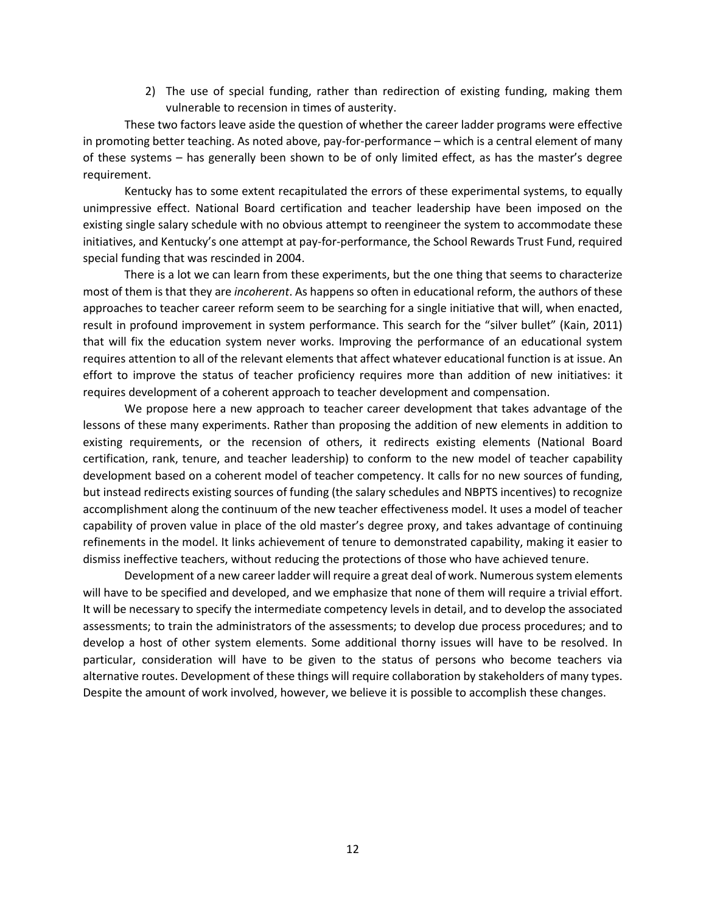2) The use of special funding, rather than redirection of existing funding, making them vulnerable to recension in times of austerity.

These two factors leave aside the question of whether the career ladder programs were effective in promoting better teaching. As noted above, pay-for-performance – which is a central element of many of these systems – has generally been shown to be of only limited effect, as has the master's degree requirement.

Kentucky has to some extent recapitulated the errors of these experimental systems, to equally unimpressive effect. National Board certification and teacher leadership have been imposed on the existing single salary schedule with no obvious attempt to reengineer the system to accommodate these initiatives, and Kentucky's one attempt at pay-for-performance, the School Rewards Trust Fund, required special funding that was rescinded in 2004.

There is a lot we can learn from these experiments, but the one thing that seems to characterize most of them is that they are *incoherent*. As happens so often in educational reform, the authors of these approaches to teacher career reform seem to be searching for a single initiative that will, when enacted, result in profound improvement in system performance. This search for the "silver bullet" (Kain, 2011) that will fix the education system never works. Improving the performance of an educational system requires attention to all of the relevant elements that affect whatever educational function is at issue. An effort to improve the status of teacher proficiency requires more than addition of new initiatives: it requires development of a coherent approach to teacher development and compensation.

We propose here a new approach to teacher career development that takes advantage of the lessons of these many experiments. Rather than proposing the addition of new elements in addition to existing requirements, or the recension of others, it redirects existing elements (National Board certification, rank, tenure, and teacher leadership) to conform to the new model of teacher capability development based on a coherent model of teacher competency. It calls for no new sources of funding, but instead redirects existing sources of funding (the salary schedules and NBPTS incentives) to recognize accomplishment along the continuum of the new teacher effectiveness model. It uses a model of teacher capability of proven value in place of the old master's degree proxy, and takes advantage of continuing refinements in the model. It links achievement of tenure to demonstrated capability, making it easier to dismiss ineffective teachers, without reducing the protections of those who have achieved tenure.

Development of a new career ladder will require a great deal of work. Numerous system elements will have to be specified and developed, and we emphasize that none of them will require a trivial effort. It will be necessary to specify the intermediate competency levels in detail, and to develop the associated assessments; to train the administrators of the assessments; to develop due process procedures; and to develop a host of other system elements. Some additional thorny issues will have to be resolved. In particular, consideration will have to be given to the status of persons who become teachers via alternative routes. Development of these things will require collaboration by stakeholders of many types. Despite the amount of work involved, however, we believe it is possible to accomplish these changes.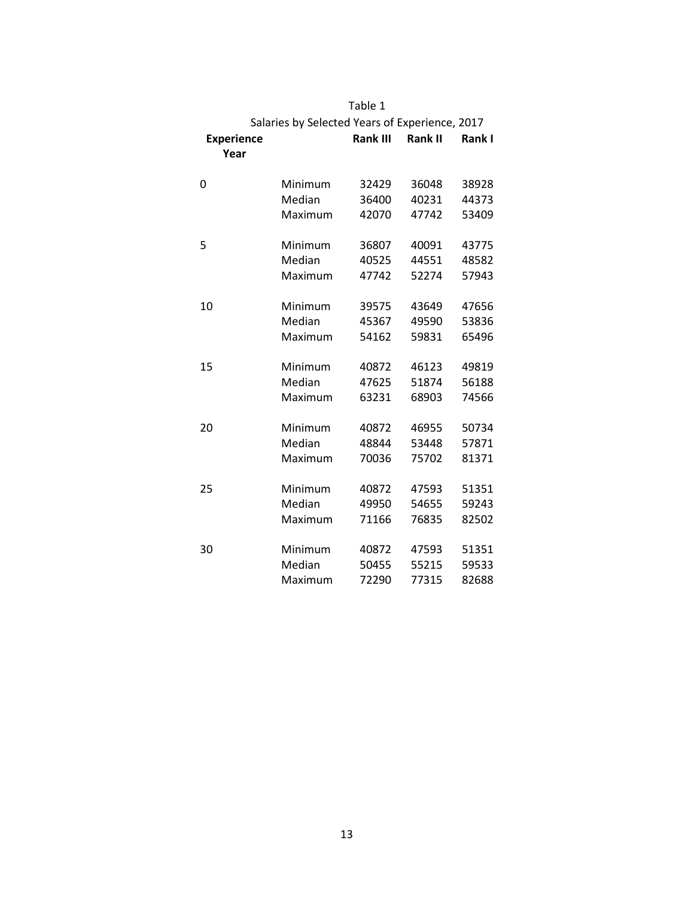Table 1

Salaries by Selected Years of Experience, 2017

| **Experience Year** | | **Rank III** | **Rank II** | **Rank I** |
|---|---|---|---|---|
| 0 | Minimum | 32429 | 36048 | 38928 |
| | Median | 36400 | 40231 | 44373 |
| | Maximum | 42070 | 47742 | 53409 |
| 5 | Minimum | 36807 | 40091 | 43775 |
| | Median | 40525 | 44551 | 48582 |
| | Maximum | 47742 | 52274 | 57943 |
| 10 | Minimum | 39575 | 43649 | 47656 |
| | Median | 45367 | 49590 | 53836 |
| | Maximum | 54162 | 59831 | 65496 |
| 15 | Minimum | 40872 | 46123 | 49819 |
| | Median | 47625 | 51874 | 56188 |
| | Maximum | 63231 | 68903 | 74566 |
| 20 | Minimum | 40872 | 46955 | 50734 |
| | Median | 48844 | 53448 | 57871 |
| | Maximum | 70036 | 75702 | 81371 |
| 25 | Minimum | 40872 | 47593 | 51351 |
| | Median | 49950 | 54655 | 59243 |
| | Maximum | 71166 | 76835 | 82502 |
| 30 | Minimum | 40872 | 47593 | 51351 |
| | Median | 50455 | 55215 | 59533 |
| | Maximum | 72290 | 77315 | 82688 |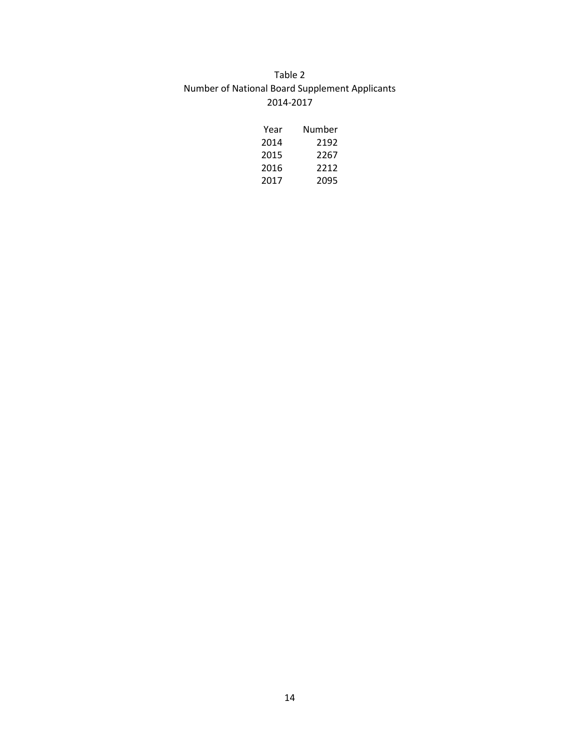Table 2
Number of National Board Supplement Applicants
2014-2017

| Year | Number |
|---|---|
| 2014 | 2192 |
| 2015 | 2267 |
| 2016 | 2212 |
| 2017 | 2095 |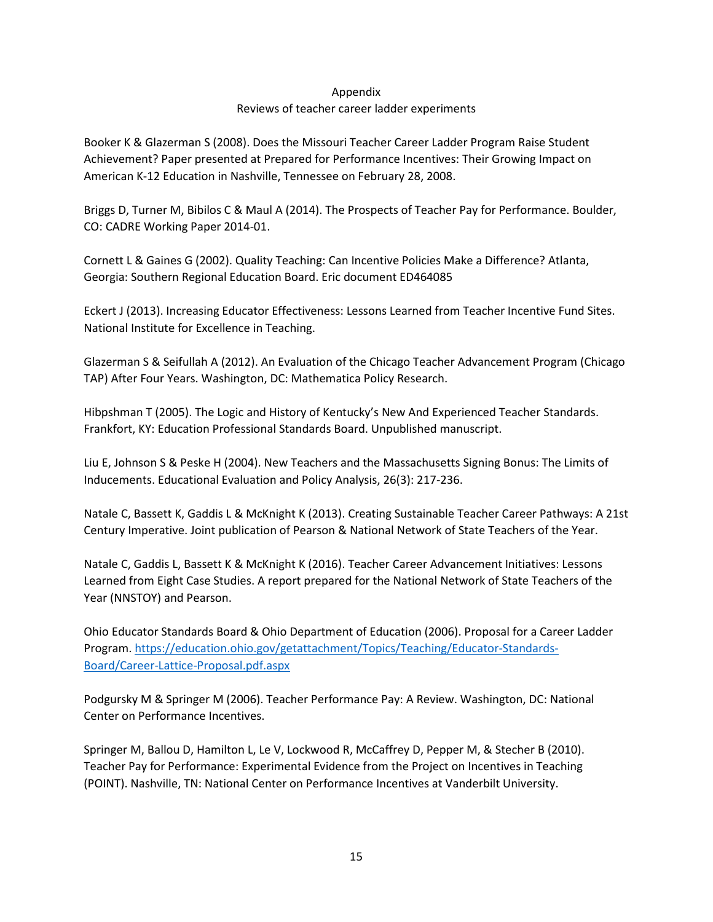# Appendix

## Reviews of teacher career ladder experiments

Booker K & Glazerman S (2008). Does the Missouri Teacher Career Ladder Program Raise Student Achievement? Paper presented at Prepared for Performance Incentives: Their Growing Impact on American K-12 Education in Nashville, Tennessee on February 28, 2008.

Briggs D, Turner M, Bibilos C & Maul A (2014). The Prospects of Teacher Pay for Performance. Boulder, CO: CADRE Working Paper 2014-01.

Cornett L & Gaines G (2002). Quality Teaching: Can Incentive Policies Make a Difference? Atlanta, Georgia: Southern Regional Education Board. Eric document ED464085

Eckert J (2013). Increasing Educator Effectiveness: Lessons Learned from Teacher Incentive Fund Sites. National Institute for Excellence in Teaching.

Glazerman S & Seifullah A (2012). An Evaluation of the Chicago Teacher Advancement Program (Chicago TAP) After Four Years. Washington, DC: Mathematica Policy Research.

Hibpshman T (2005). The Logic and History of Kentucky's New And Experienced Teacher Standards. Frankfort, KY: Education Professional Standards Board. Unpublished manuscript.

Liu E, Johnson S & Peske H (2004). New Teachers and the Massachusetts Signing Bonus: The Limits of Inducements. Educational Evaluation and Policy Analysis, 26(3): 217-236.

Natale C, Bassett K, Gaddis L & McKnight K (2013). Creating Sustainable Teacher Career Pathways: A 21st Century Imperative. Joint publication of Pearson & National Network of State Teachers of the Year.

Natale C, Gaddis L, Bassett K & McKnight K (2016). Teacher Career Advancement Initiatives: Lessons Learned from Eight Case Studies. A report prepared for the National Network of State Teachers of the Year (NNSTOY) and Pearson.

Ohio Educator Standards Board & Ohio Department of Education (2006). Proposal for a Career Ladder Program. https://education.ohio.gov/getattachment/Topics/Teaching/Educator-Standards-Board/Career-Lattice-Proposal.pdf.aspx

Podgursky M & Springer M (2006). Teacher Performance Pay: A Review. Washington, DC: National Center on Performance Incentives.

Springer M, Ballou D, Hamilton L, Le V, Lockwood R, McCaffrey D, Pepper M, & Stecher B (2010). Teacher Pay for Performance: Experimental Evidence from the Project on Incentives in Teaching (POINT). Nashville, TN: National Center on Performance Incentives at Vanderbilt University.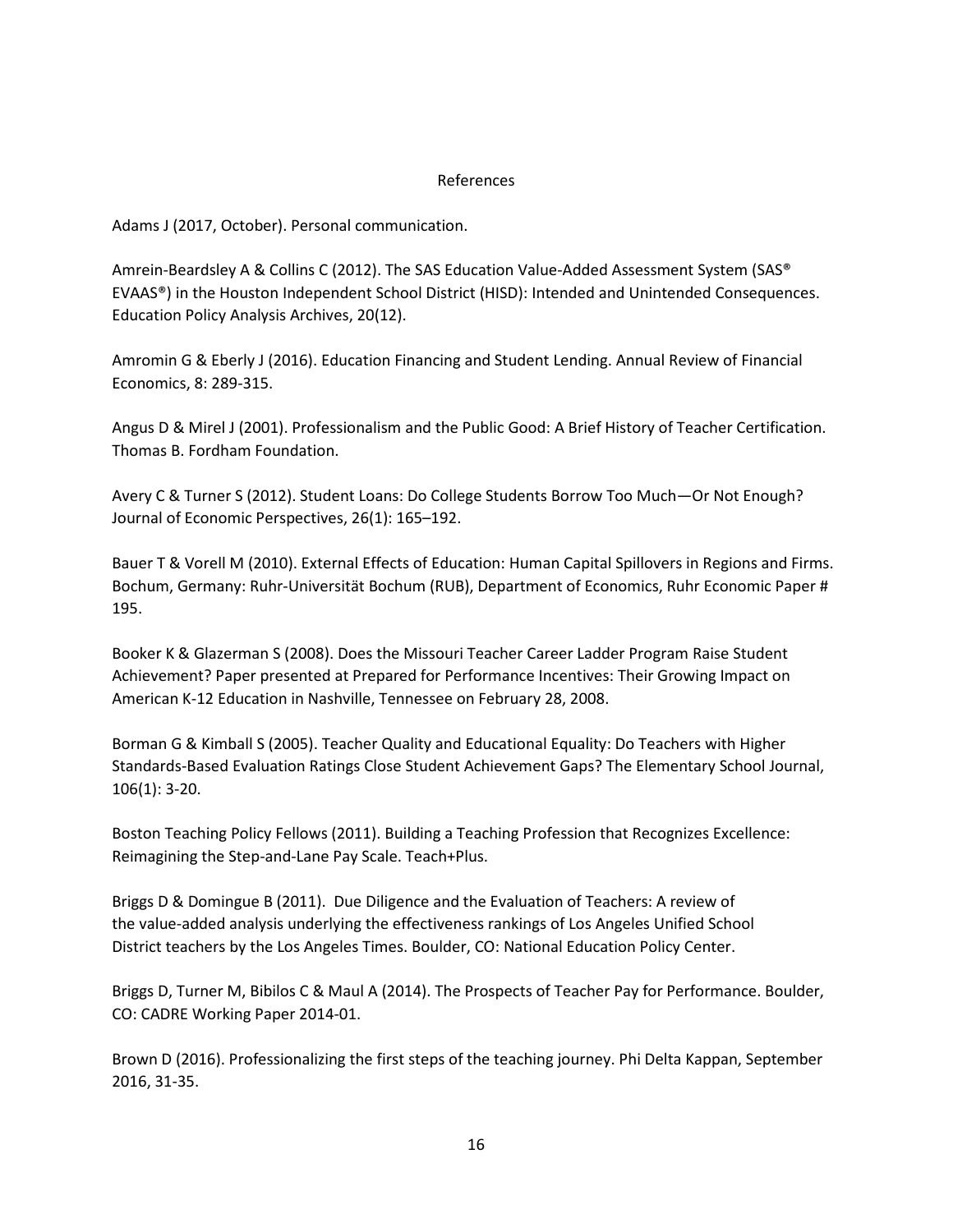# References

Adams J (2017, October). Personal communication.

Amrein-Beardsley A & Collins C (2012). The SAS Education Value-Added Assessment System (SAS® EVAAS®) in the Houston Independent School District (HISD): Intended and Unintended Consequences. Education Policy Analysis Archives, 20(12).

Amromin G & Eberly J (2016). Education Financing and Student Lending. Annual Review of Financial Economics, 8: 289-315.

Angus D & Mirel J (2001). Professionalism and the Public Good: A Brief History of Teacher Certification. Thomas B. Fordham Foundation.

Avery C & Turner S (2012). Student Loans: Do College Students Borrow Too Much—Or Not Enough? Journal of Economic Perspectives, 26(1): 165–192.

Bauer T & Vorell M (2010). External Effects of Education: Human Capital Spillovers in Regions and Firms. Bochum, Germany: Ruhr-Universität Bochum (RUB), Department of Economics, Ruhr Economic Paper # 195.

Booker K & Glazerman S (2008). Does the Missouri Teacher Career Ladder Program Raise Student Achievement? Paper presented at Prepared for Performance Incentives: Their Growing Impact on American K-12 Education in Nashville, Tennessee on February 28, 2008.

Borman G & Kimball S (2005). Teacher Quality and Educational Equality: Do Teachers with Higher Standards-Based Evaluation Ratings Close Student Achievement Gaps? The Elementary School Journal, 106(1): 3-20.

Boston Teaching Policy Fellows (2011). Building a Teaching Profession that Recognizes Excellence: Reimagining the Step-and-Lane Pay Scale. Teach+Plus.

Briggs D & Domingue B (2011). Due Diligence and the Evaluation of Teachers: A review of the value-added analysis underlying the effectiveness rankings of Los Angeles Unified School District teachers by the Los Angeles Times. Boulder, CO: National Education Policy Center.

Briggs D, Turner M, Bibilos C & Maul A (2014). The Prospects of Teacher Pay for Performance. Boulder, CO: CADRE Working Paper 2014-01.

Brown D (2016). Professionalizing the first steps of the teaching journey. Phi Delta Kappan, September 2016, 31-35.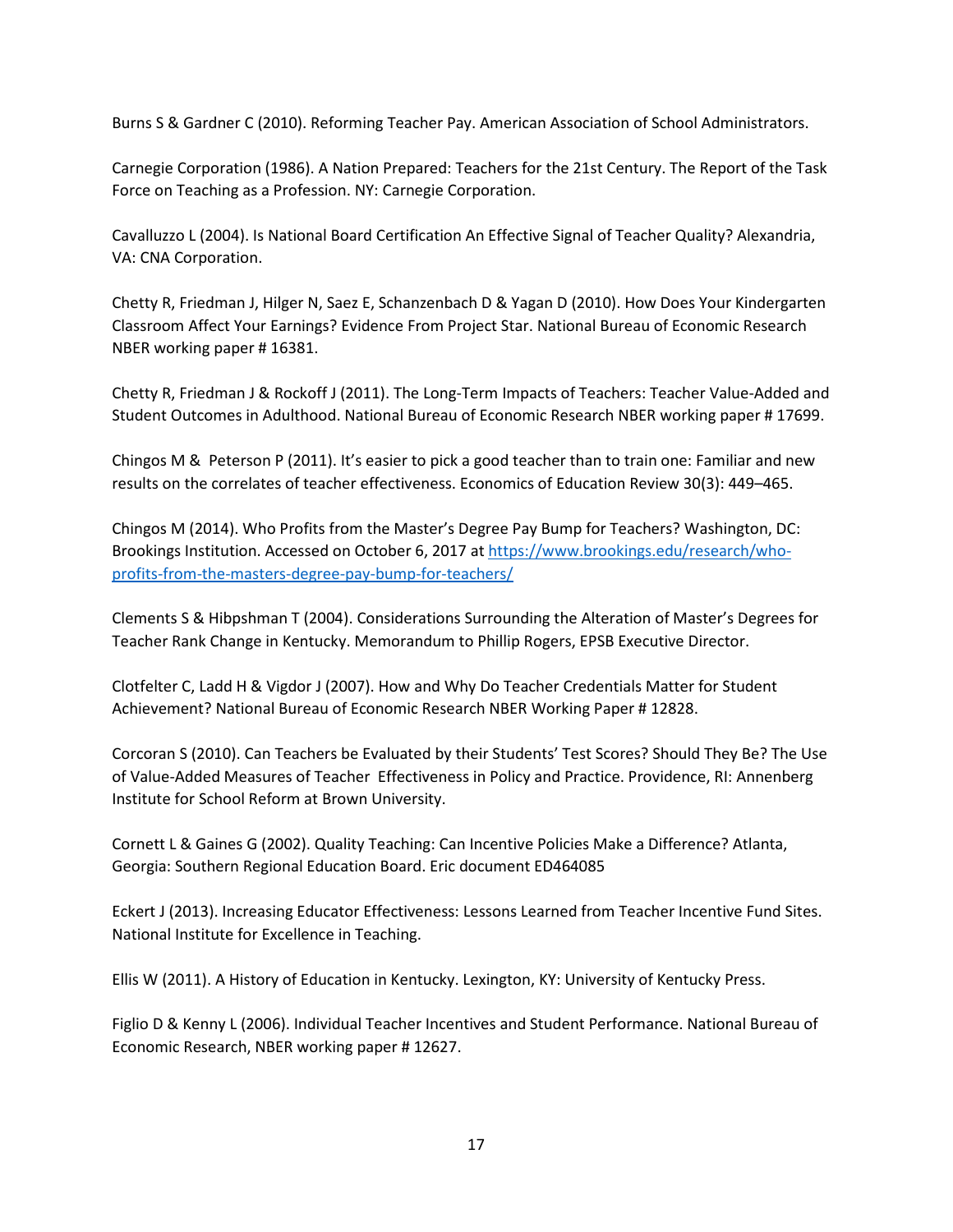Burns S & Gardner C (2010). Reforming Teacher Pay. American Association of School Administrators.

Carnegie Corporation (1986). A Nation Prepared: Teachers for the 21st Century. The Report of the Task Force on Teaching as a Profession. NY: Carnegie Corporation.

Cavalluzzo L (2004). Is National Board Certification An Effective Signal of Teacher Quality? Alexandria, VA: CNA Corporation.

Chetty R, Friedman J, Hilger N, Saez E, Schanzenbach D & Yagan D (2010). How Does Your Kindergarten Classroom Affect Your Earnings? Evidence From Project Star. National Bureau of Economic Research NBER working paper # 16381.

Chetty R, Friedman J & Rockoff J (2011). The Long-Term Impacts of Teachers: Teacher Value-Added and Student Outcomes in Adulthood. National Bureau of Economic Research NBER working paper # 17699.

Chingos M & Peterson P (2011). It's easier to pick a good teacher than to train one: Familiar and new results on the correlates of teacher effectiveness. Economics of Education Review 30(3): 449–465.

Chingos M (2014). Who Profits from the Master's Degree Pay Bump for Teachers? Washington, DC: Brookings Institution. Accessed on October 6, 2017 at [https://www.brookings.edu/research/who-profits-from-the-masters-degree-pay-bump-for-teachers/](https://www.brookings.edu/research/who-profits-from-the-masters-degree-pay-bump-for-teachers/)

Clements S & Hibpshman T (2004). Considerations Surrounding the Alteration of Master's Degrees for Teacher Rank Change in Kentucky. Memorandum to Phillip Rogers, EPSB Executive Director.

Clotfelter C, Ladd H & Vigdor J (2007). How and Why Do Teacher Credentials Matter for Student Achievement? National Bureau of Economic Research NBER Working Paper # 12828.

Corcoran S (2010). Can Teachers be Evaluated by their Students' Test Scores? Should They Be? The Use of Value-Added Measures of Teacher Effectiveness in Policy and Practice. Providence, RI: Annenberg Institute for School Reform at Brown University.

Cornett L & Gaines G (2002). Quality Teaching: Can Incentive Policies Make a Difference? Atlanta, Georgia: Southern Regional Education Board. Eric document ED464085

Eckert J (2013). Increasing Educator Effectiveness: Lessons Learned from Teacher Incentive Fund Sites. National Institute for Excellence in Teaching.

Ellis W (2011). A History of Education in Kentucky. Lexington, KY: University of Kentucky Press.

Figlio D & Kenny L (2006). Individual Teacher Incentives and Student Performance. National Bureau of Economic Research, NBER working paper # 12627.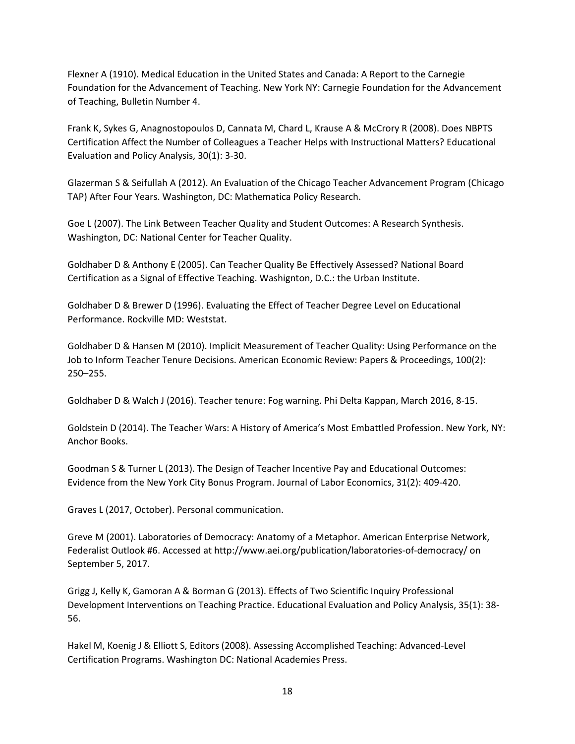Flexner A (1910). Medical Education in the United States and Canada: A Report to the Carnegie Foundation for the Advancement of Teaching. New York NY: Carnegie Foundation for the Advancement of Teaching, Bulletin Number 4.

Frank K, Sykes G, Anagnostopoulos D, Cannata M, Chard L, Krause A & McCrory R (2008). Does NBPTS Certification Affect the Number of Colleagues a Teacher Helps with Instructional Matters? Educational Evaluation and Policy Analysis, 30(1): 3-30.

Glazerman S & Seifullah A (2012). An Evaluation of the Chicago Teacher Advancement Program (Chicago TAP) After Four Years. Washington, DC: Mathematica Policy Research.

Goe L (2007). The Link Between Teacher Quality and Student Outcomes: A Research Synthesis. Washington, DC: National Center for Teacher Quality.

Goldhaber D & Anthony E (2005). Can Teacher Quality Be Effectively Assessed? National Board Certification as a Signal of Effective Teaching. Washigton, D.C.: the Urban Institute.

Goldhaber D & Brewer D (1996). Evaluating the Effect of Teacher Degree Level on Educational Performance. Rockville MD: Weststat.

Goldhaber D & Hansen M (2010). Implicit Measurement of Teacher Quality: Using Performance on the Job to Inform Teacher Tenure Decisions. American Economic Review: Papers & Proceedings, 100(2): 250–255.

Goldhaber D & Walch J (2016). Teacher tenure: Fog warning. Phi Delta Kappan, March 2016, 8-15.

Goldstein D (2014). The Teacher Wars: A History of America's Most Embattled Profession. New York, NY: Anchor Books.

Goodman S & Turner L (2013). The Design of Teacher Incentive Pay and Educational Outcomes: Evidence from the New York City Bonus Program. Journal of Labor Economics, 31(2): 409-420.

Graves L (2017, October). Personal communication.

Greve M (2001). Laboratories of Democracy: Anatomy of a Metaphor. American Enterprise Network, Federalist Outlook #6. Accessed at http://www.aei.org/publication/laboratories-of-democracy/ on September 5, 2017.

Grigg J, Kelly K, Gamoran A & Borman G (2013). Effects of Two Scientific Inquiry Professional Development Interventions on Teaching Practice. Educational Evaluation and Policy Analysis, 35(1): 38-56.

Hakel M, Koenig J & Elliott S, Editors (2008). Assessing Accomplished Teaching: Advanced-Level Certification Programs. Washington DC: National Academies Press.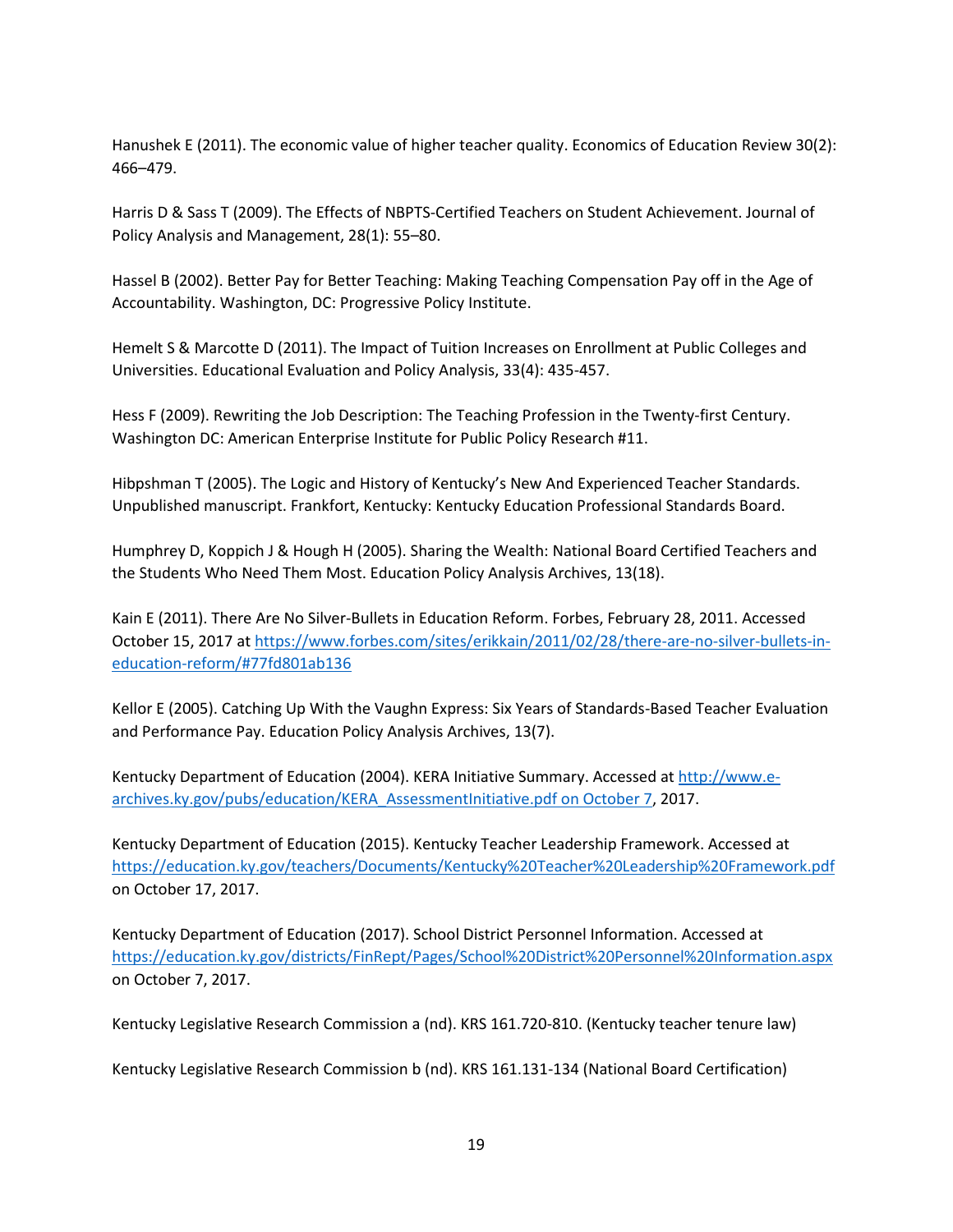Hanushek E (2011). The economic value of higher teacher quality. Economics of Education Review 30(2): 466–479.

Harris D & Sass T (2009). The Effects of NBPTS-Certified Teachers on Student Achievement. Journal of Policy Analysis and Management, 28(1): 55–80.

Hassel B (2002). Better Pay for Better Teaching: Making Teaching Compensation Pay off in the Age of Accountability. Washington, DC: Progressive Policy Institute.

Hemelt S & Marcotte D (2011). The Impact of Tuition Increases on Enrollment at Public Colleges and Universities. Educational Evaluation and Policy Analysis, 33(4): 435-457.

Hess F (2009). Rewriting the Job Description: The Teaching Profession in the Twenty-first Century. Washington DC: American Enterprise Institute for Public Policy Research #11.

Hibpshman T (2005). The Logic and History of Kentucky's New And Experienced Teacher Standards. Unpublished manuscript. Frankfort, Kentucky: Kentucky Education Professional Standards Board.

Humphrey D, Koppich J & Hough H (2005). Sharing the Wealth: National Board Certified Teachers and the Students Who Need Them Most. Education Policy Analysis Archives, 13(18).

Kain E (2011). There Are No Silver-Bullets in Education Reform. Forbes, February 28, 2011. Accessed October 15, 2017 at https://www.forbes.com/sites/erikkain/2011/02/28/there-are-no-silver-bullets-in-education-reform/#77fd801ab136

Kellor E (2005). Catching Up With the Vaughn Express: Six Years of Standards-Based Teacher Evaluation and Performance Pay. Education Policy Analysis Archives, 13(7).

Kentucky Department of Education (2004). KERA Initiative Summary. Accessed at http://www.e-archives.ky.gov/pubs/education/KERA_AssessmentInitiative.pdf on October 7, 2017.

Kentucky Department of Education (2015). Kentucky Teacher Leadership Framework. Accessed at https://education.ky.gov/teachers/Documents/Kentucky%20Teacher%20Leadership%20Framework.pdf on October 17, 2017.

Kentucky Department of Education (2017). School District Personnel Information. Accessed at https://education.ky.gov/districts/FinRept/Pages/School%20District%20Personnel%20Information.aspx on October 7, 2017.

Kentucky Legislative Research Commission a (nd). KRS 161.720-810. (Kentucky teacher tenure law)

Kentucky Legislative Research Commission b (nd). KRS 161.131-134 (National Board Certification)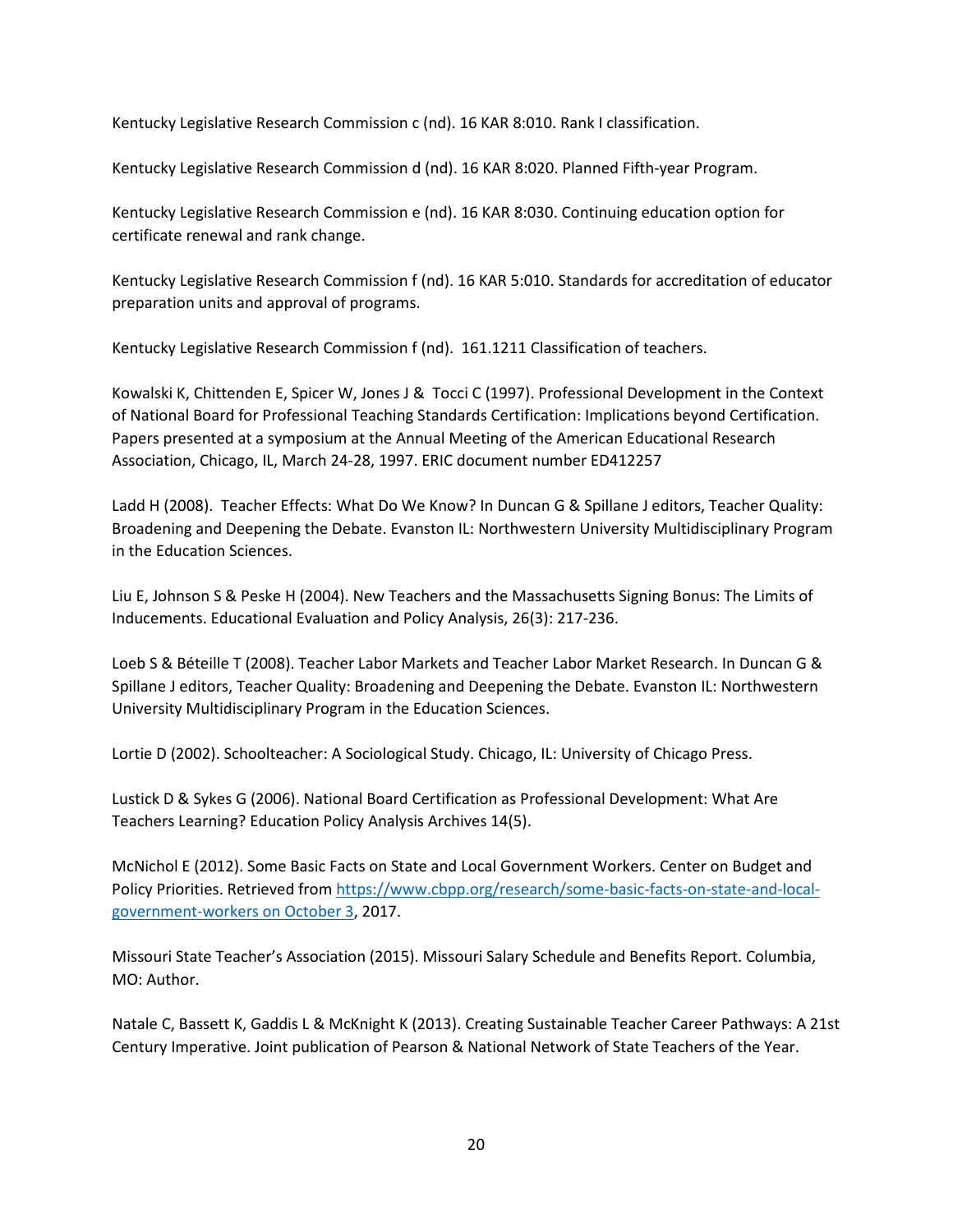Kentucky Legislative Research Commission c (nd). 16 KAR 8:010. Rank I classification.

Kentucky Legislative Research Commission d (nd). 16 KAR 8:020. Planned Fifth-year Program.

Kentucky Legislative Research Commission e (nd). 16 KAR 8:030. Continuing education option for certificate renewal and rank change.

Kentucky Legislative Research Commission f (nd). 16 KAR 5:010. Standards for accreditation of educator preparation units and approval of programs.

Kentucky Legislative Research Commission f (nd). 161.1211 Classification of teachers.

Kowalski K, Chittenden E, Spicer W, Jones J & Tocci C (1997). Professional Development in the Context of National Board for Professional Teaching Standards Certification: Implications beyond Certification. Papers presented at a symposium at the Annual Meeting of the American Educational Research Association, Chicago, IL, March 24-28, 1997. ERIC document number ED412257

Ladd H (2008). Teacher Effects: What Do We Know? In Duncan G & Spillane J editors, Teacher Quality: Broadening and Deepening the Debate. Evanston IL: Northwestern University Multidisciplinary Program in the Education Sciences.

Liu E, Johnson S & Peske H (2004). New Teachers and the Massachusetts Signing Bonus: The Limits of Inducements. Educational Evaluation and Policy Analysis, 26(3): 217-236.

Loeb S & Béteille T (2008). Teacher Labor Markets and Teacher Labor Market Research. In Duncan G & Spillane J editors, Teacher Quality: Broadening and Deepening the Debate. Evanston IL: Northwestern University Multidisciplinary Program in the Education Sciences.

Lortie D (2002). Schoolteacher: A Sociological Study. Chicago, IL: University of Chicago Press.

Lustick D & Sykes G (2006). National Board Certification as Professional Development: What Are Teachers Learning? Education Policy Analysis Archives 14(5).

McNichol E (2012). Some Basic Facts on State and Local Government Workers. Center on Budget and Policy Priorities. Retrieved from [https://www.cbpp.org/research/some-basic-facts-on-state-and-local-government-workers on October 3](https://www.cbpp.org/research/some-basic-facts-on-state-and-local-government-workers), 2017.

Missouri State Teacher's Association (2015). Missouri Salary Schedule and Benefits Report. Columbia, MO: Author.

Natale C, Bassett K, Gaddis L & McKnight K (2013). Creating Sustainable Teacher Career Pathways: A 21st Century Imperative. Joint publication of Pearson & National Network of State Teachers of the Year.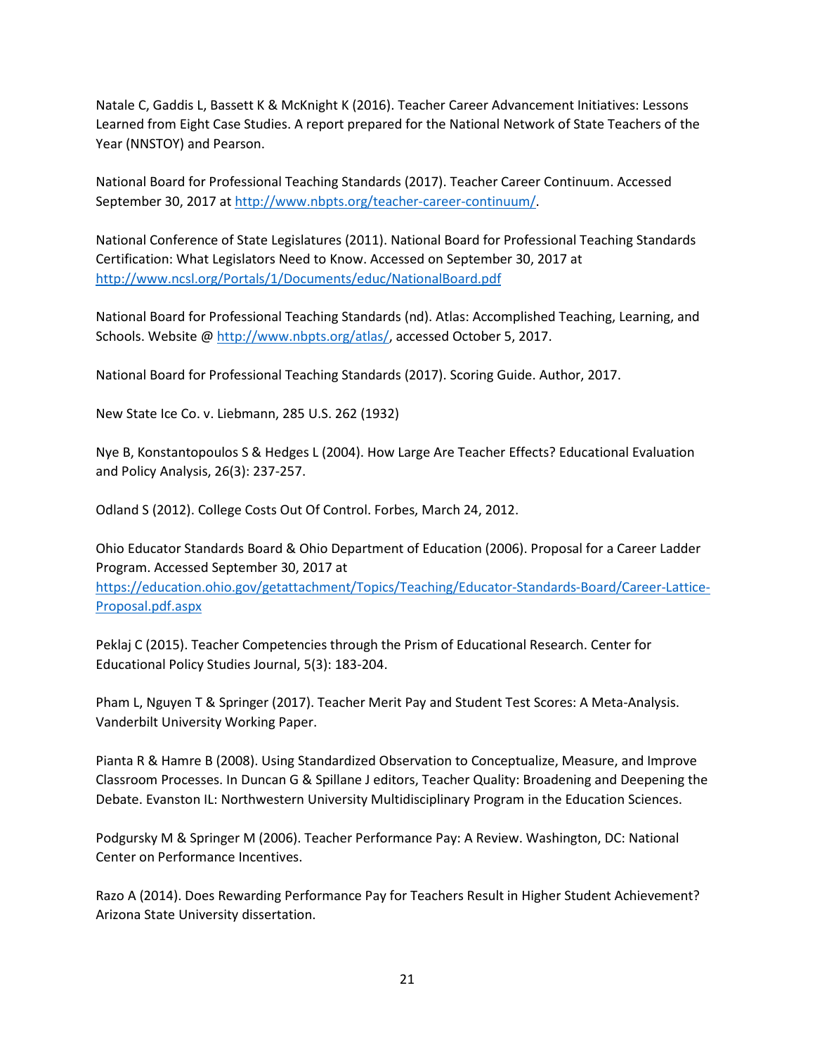Natale C, Gaddis L, Bassett K & McKnight K (2016). Teacher Career Advancement Initiatives: Lessons Learned from Eight Case Studies. A report prepared for the National Network of State Teachers of the Year (NNSTOY) and Pearson.

National Board for Professional Teaching Standards (2017). Teacher Career Continuum. Accessed September 30, 2017 at http://www.nbpts.org/teacher-career-continuum/.

National Conference of State Legislatures (2011). National Board for Professional Teaching Standards Certification: What Legislators Need to Know. Accessed on September 30, 2017 at http://www.ncsl.org/Portals/1/Documents/educ/NationalBoard.pdf

National Board for Professional Teaching Standards (nd). Atlas: Accomplished Teaching, Learning, and Schools. Website @ http://www.nbpts.org/atlas/, accessed October 5, 2017.

National Board for Professional Teaching Standards (2017). Scoring Guide. Author, 2017.

New State Ice Co. v. Liebmann, 285 U.S. 262 (1932)

Nye B, Konstantopoulos S & Hedges L (2004). How Large Are Teacher Effects? Educational Evaluation and Policy Analysis, 26(3): 237-257.

Odland S (2012). College Costs Out Of Control. Forbes, March 24, 2012.

Ohio Educator Standards Board & Ohio Department of Education (2006). Proposal for a Career Ladder Program. Accessed September 30, 2017 at https://education.ohio.gov/getattachment/Topics/Teaching/Educator-Standards-Board/Career-Lattice-Proposal.pdf.aspx

Peklaj C (2015). Teacher Competencies through the Prism of Educational Research. Center for Educational Policy Studies Journal, 5(3): 183-204.

Pham L, Nguyen T & Springer (2017). Teacher Merit Pay and Student Test Scores: A Meta-Analysis. Vanderbilt University Working Paper.

Pianta R & Hamre B (2008). Using Standardized Observation to Conceptualize, Measure, and Improve Classroom Processes. In Duncan G & Spillane J editors, Teacher Quality: Broadening and Deepening the Debate. Evanston IL: Northwestern University Multidisciplinary Program in the Education Sciences.

Podgursky M & Springer M (2006). Teacher Performance Pay: A Review. Washington, DC: National Center on Performance Incentives.

Razo A (2014). Does Rewarding Performance Pay for Teachers Result in Higher Student Achievement? Arizona State University dissertation.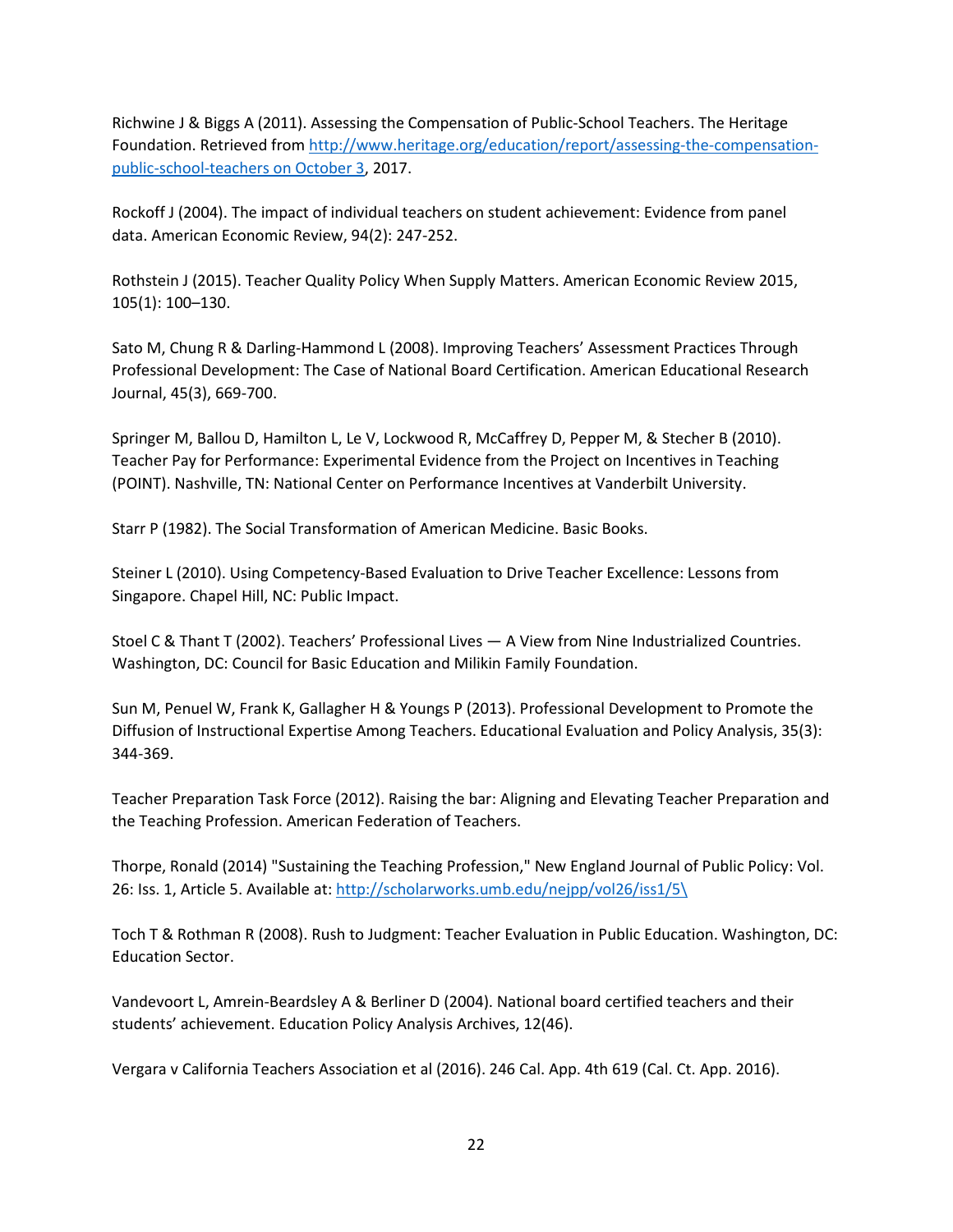Richwine J & Biggs A (2011). Assessing the Compensation of Public-School Teachers. The Heritage Foundation. Retrieved from [http://www.heritage.org/education/report/assessing-the-compensation-public-school-teachers on October 3](http://www.heritage.org/education/report/assessing-the-compensation-public-school-teachers), 2017.

Rockoff J (2004). The impact of individual teachers on student achievement: Evidence from panel data. American Economic Review, 94(2): 247-252.

Rothstein J (2015). Teacher Quality Policy When Supply Matters. American Economic Review 2015, 105(1): 100–130.

Sato M, Chung R & Darling-Hammond L (2008). Improving Teachers' Assessment Practices Through Professional Development: The Case of National Board Certification. American Educational Research Journal, 45(3), 669-700.

Springer M, Ballou D, Hamilton L, Le V, Lockwood R, McCaffrey D, Pepper M, & Stecher B (2010). Teacher Pay for Performance: Experimental Evidence from the Project on Incentives in Teaching (POINT). Nashville, TN: National Center on Performance Incentives at Vanderbilt University.

Starr P (1982). The Social Transformation of American Medicine. Basic Books.

Steiner L (2010). Using Competency-Based Evaluation to Drive Teacher Excellence: Lessons from Singapore. Chapel Hill, NC: Public Impact.

Stoel C & Thant T (2002). Teachers' Professional Lives — A View from Nine Industrialized Countries. Washington, DC: Council for Basic Education and Milikin Family Foundation.

Sun M, Penuel W, Frank K, Gallagher H & Youngs P (2013). Professional Development to Promote the Diffusion of Instructional Expertise Among Teachers. Educational Evaluation and Policy Analysis, 35(3): 344-369.

Teacher Preparation Task Force (2012). Raising the bar: Aligning and Elevating Teacher Preparation and the Teaching Profession. American Federation of Teachers.

Thorpe, Ronald (2014) "Sustaining the Teaching Profession," New England Journal of Public Policy: Vol. 26: Iss. 1, Article 5. Available at: http://scholarworks.umb.edu/nejpp/vol26/iss1/5\

Toch T & Rothman R (2008). Rush to Judgment: Teacher Evaluation in Public Education. Washington, DC: Education Sector.

Vandevoort L, Amrein-Beardsley A & Berliner D (2004). National board certified teachers and their students' achievement. Education Policy Analysis Archives, 12(46).

Vergara v California Teachers Association et al (2016). 246 Cal. App. 4th 619 (Cal. Ct. App. 2016).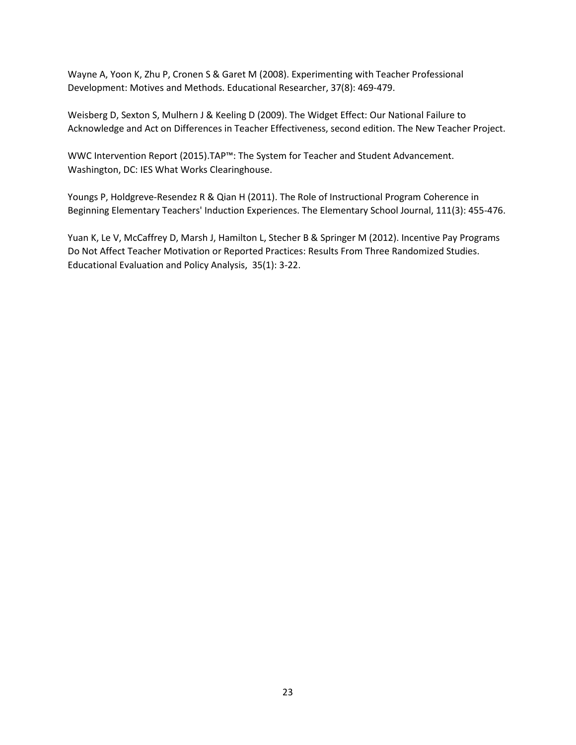Wayne A, Yoon K, Zhu P, Cronen S & Garet M (2008). Experimenting with Teacher Professional Development: Motives and Methods. Educational Researcher, 37(8): 469-479.

Weisberg D, Sexton S, Mulhern J & Keeling D (2009). The Widget Effect: Our National Failure to Acknowledge and Act on Differences in Teacher Effectiveness, second edition. The New Teacher Project.

WWC Intervention Report (2015).TAP™: The System for Teacher and Student Advancement. Washington, DC: IES What Works Clearinghouse.

Youngs P, Holdgreve-Resendez R & Qian H (2011). The Role of Instructional Program Coherence in Beginning Elementary Teachers' Induction Experiences. The Elementary School Journal, 111(3): 455-476.

Yuan K, Le V, McCaffrey D, Marsh J, Hamilton L, Stecher B & Springer M (2012). Incentive Pay Programs Do Not Affect Teacher Motivation or Reported Practices: Results From Three Randomized Studies. Educational Evaluation and Policy Analysis, 35(1): 3-22.